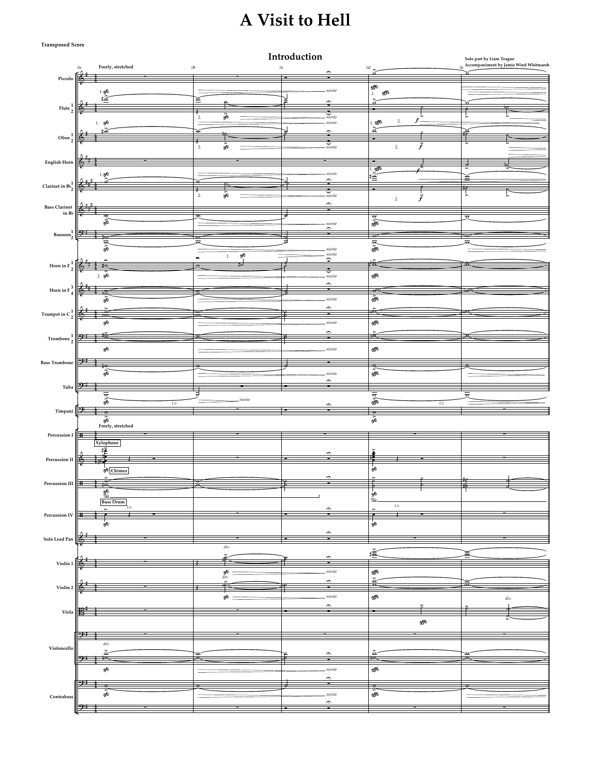# A Visit to Hell

Transposed Score

## Introduction

Solo part by Liam Teague
Accompaniment by Jamie Wind Whitmarsh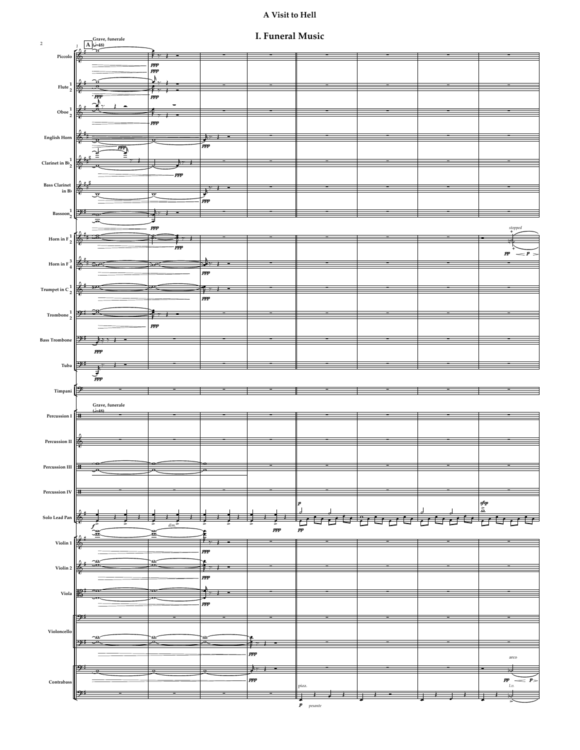# A Visit to Hell

## I. Funeral Music

**A** Grave, funerale (♩=48)

Piccolo

Flute 1 2

Oboe 1 2

English Horn

Clarinet in B♭ 1 2

Bass Clarinet in B♭

Bassoon 1 2

Horn in F 1 2

Horn in F 3 4

Trumpet in C 1 2

Trombone 1 2

Bass Trombone

Tuba

Timpani

Percussion I

Percussion II

Percussion III

Percussion IV

Solo Lead Pan

Violin 1

Violin 2

Viola

Violoncello

Contrabass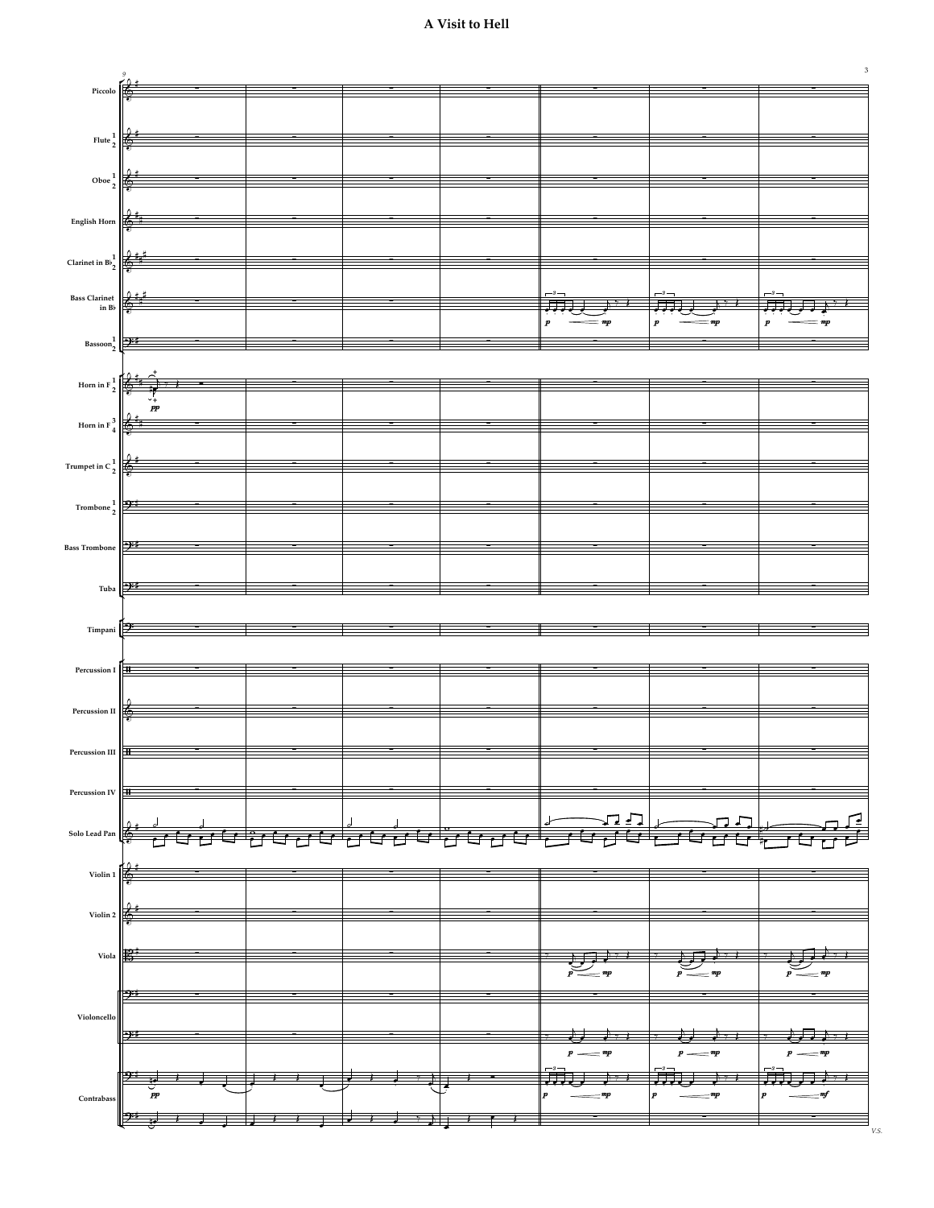# A Visit to Hell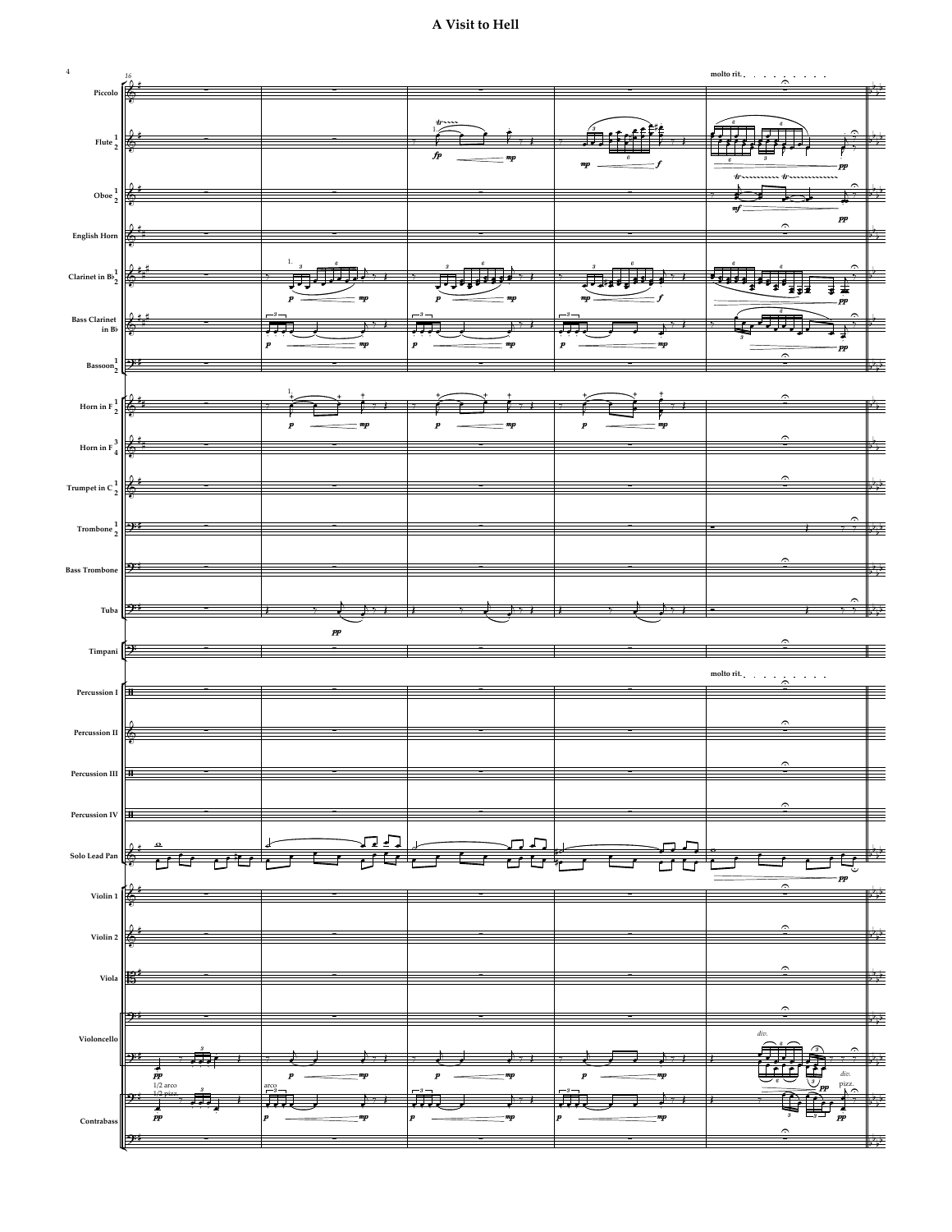# A Visit to Hell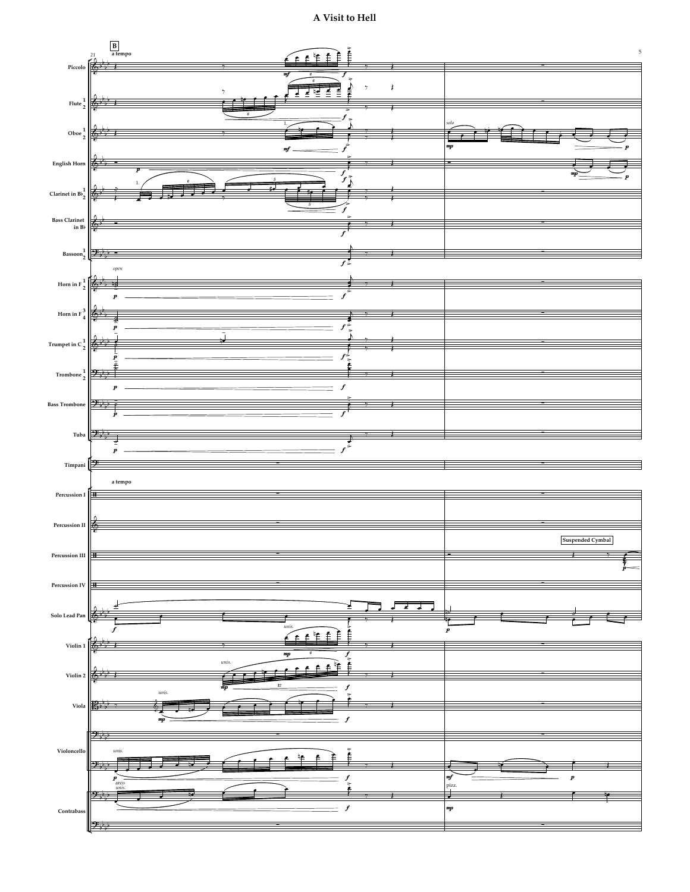# A Visit to Hell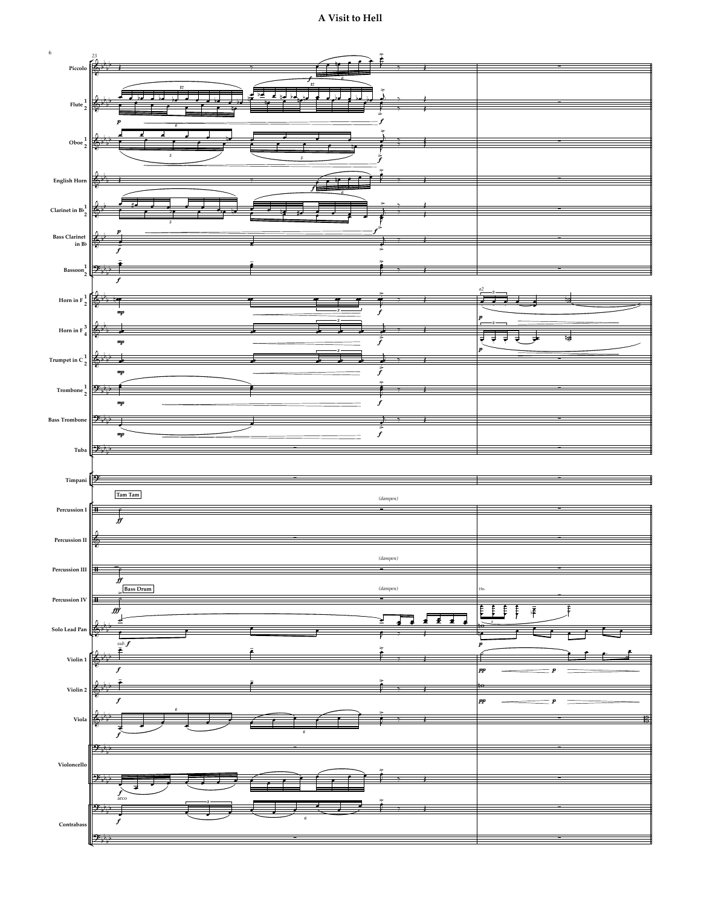# A Visit to Hell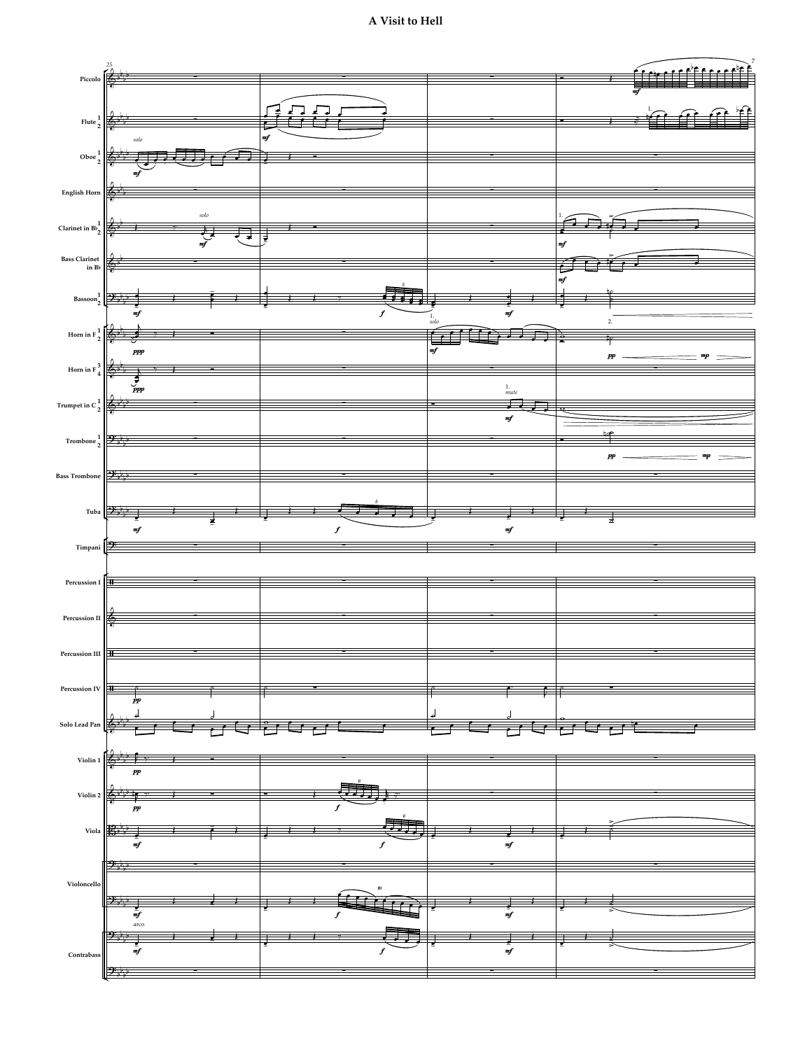# A Visit to Hell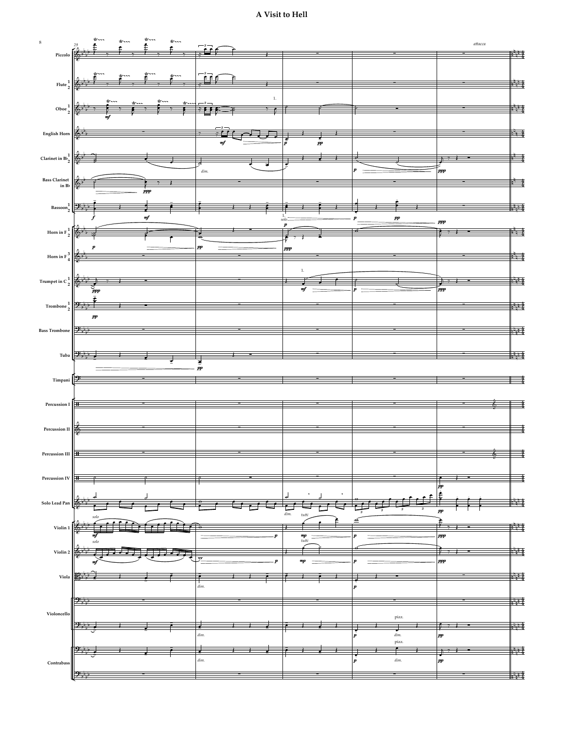# A Visit to Hell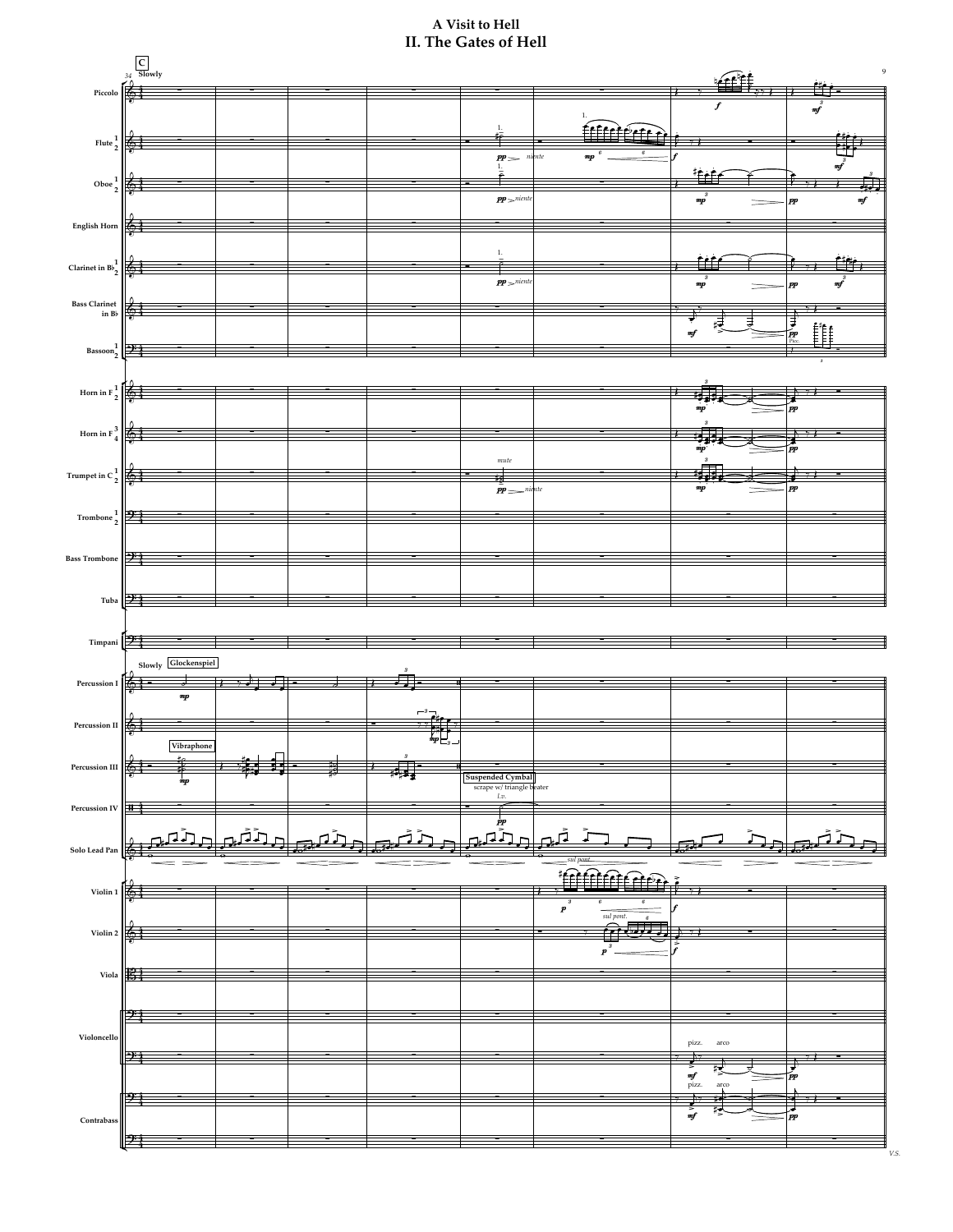# A Visit to Hell

## II. The Gates of Hell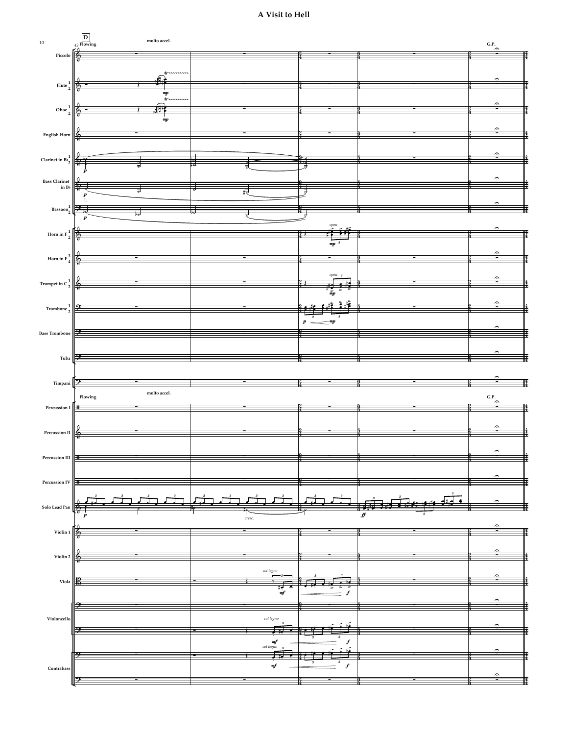# A Visit to Hell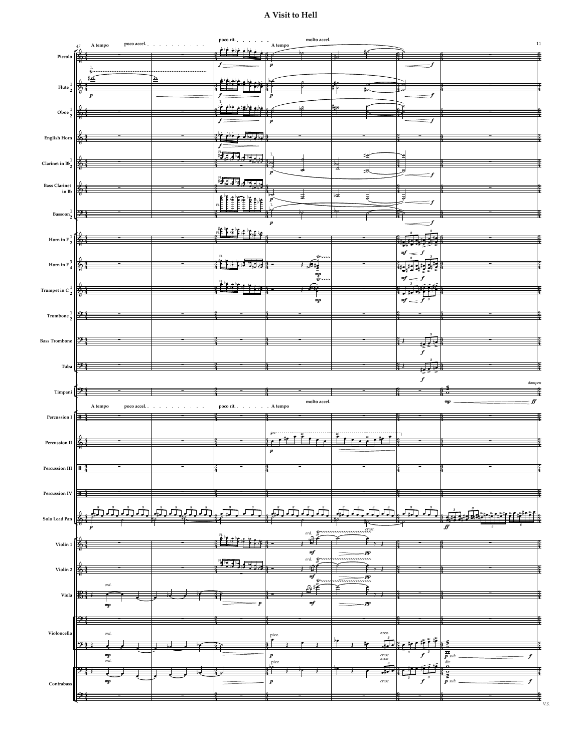# A Visit to Hell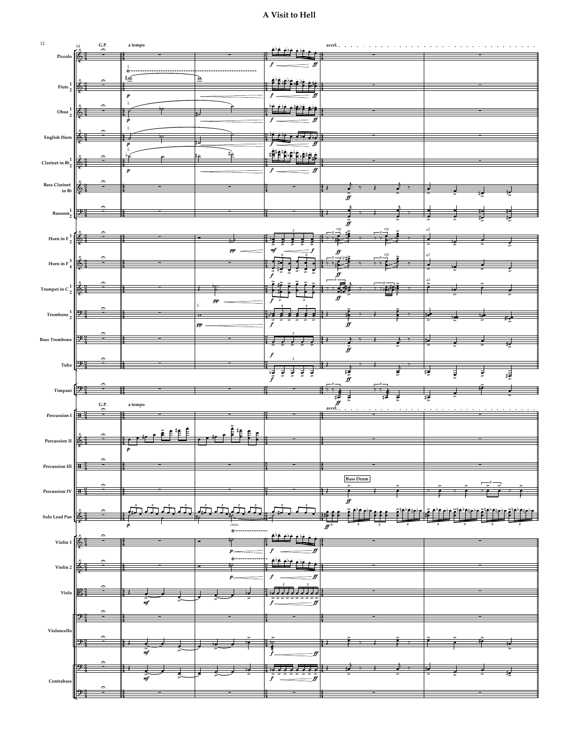# A Visit to Hell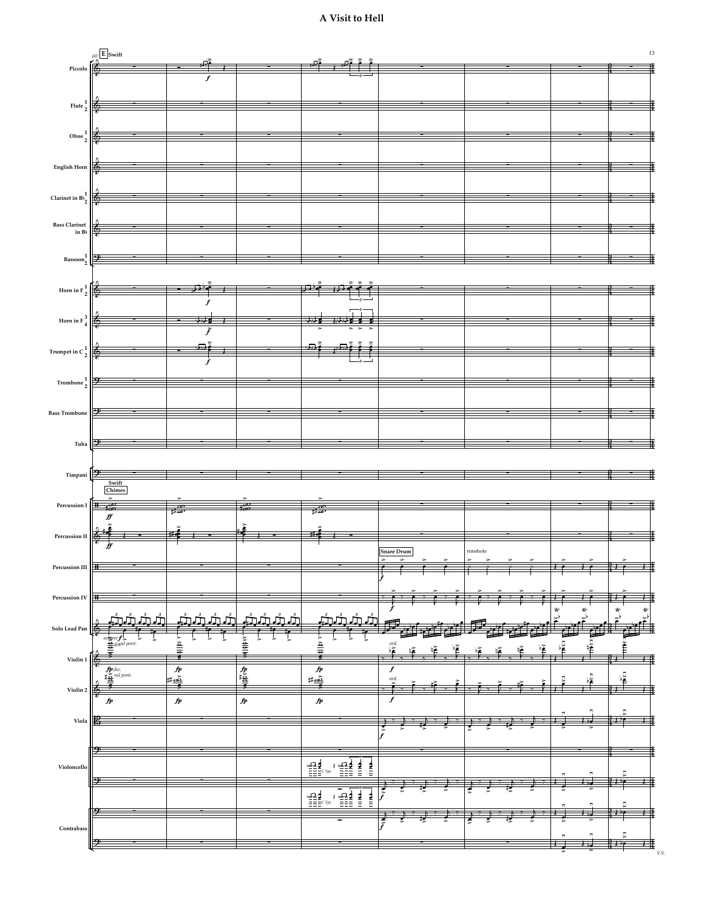# A Visit to Hell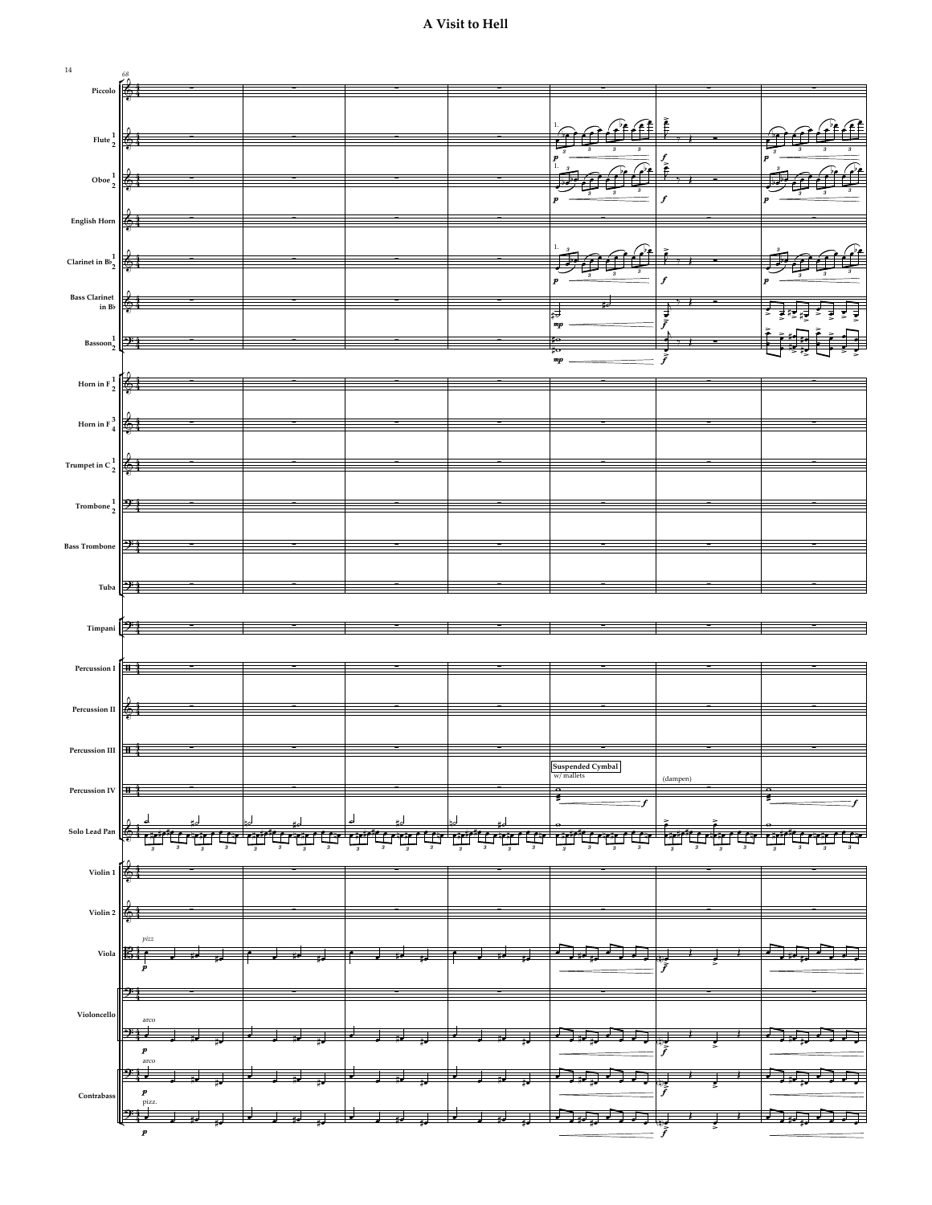# A Visit to Hell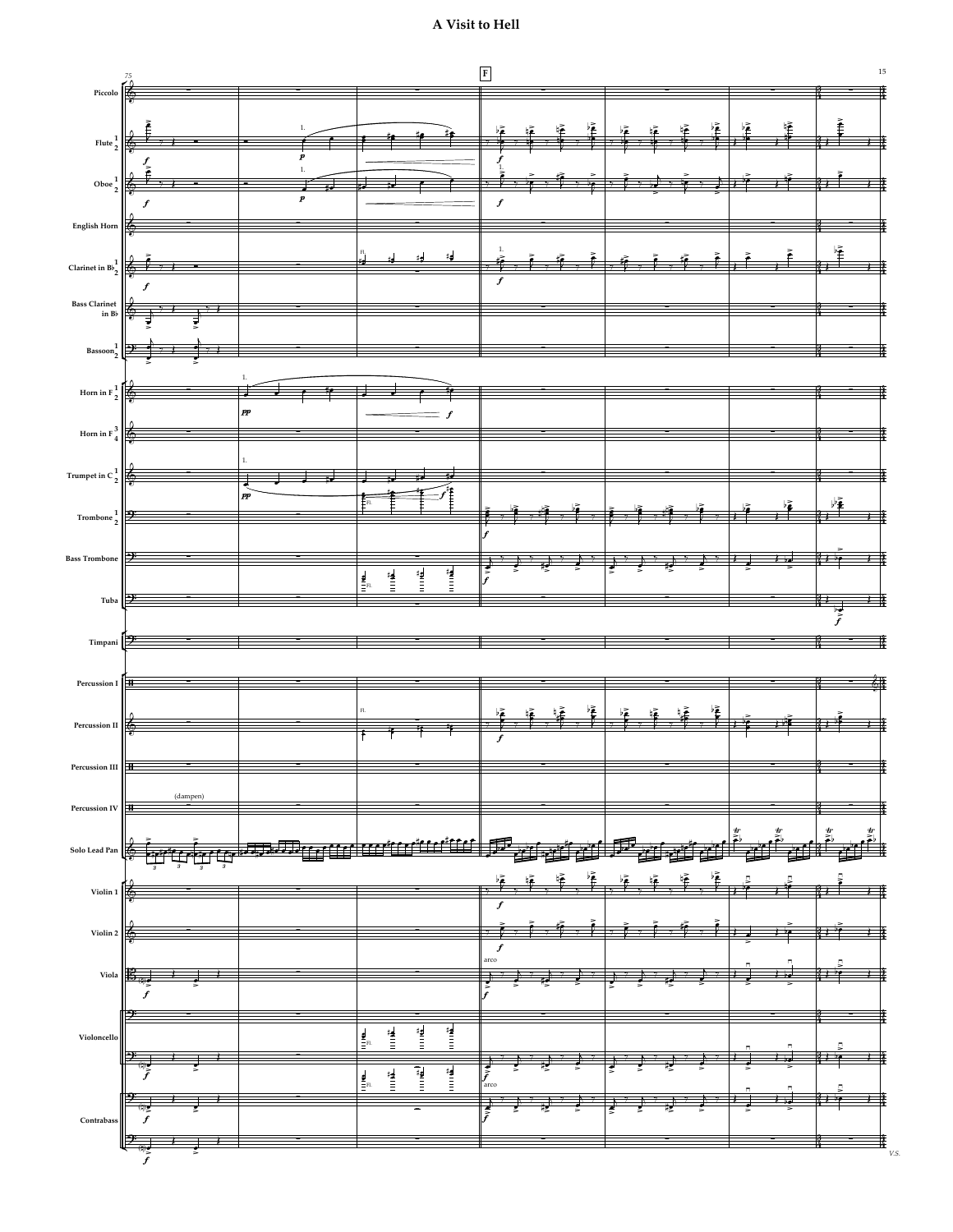## A Visit to Hell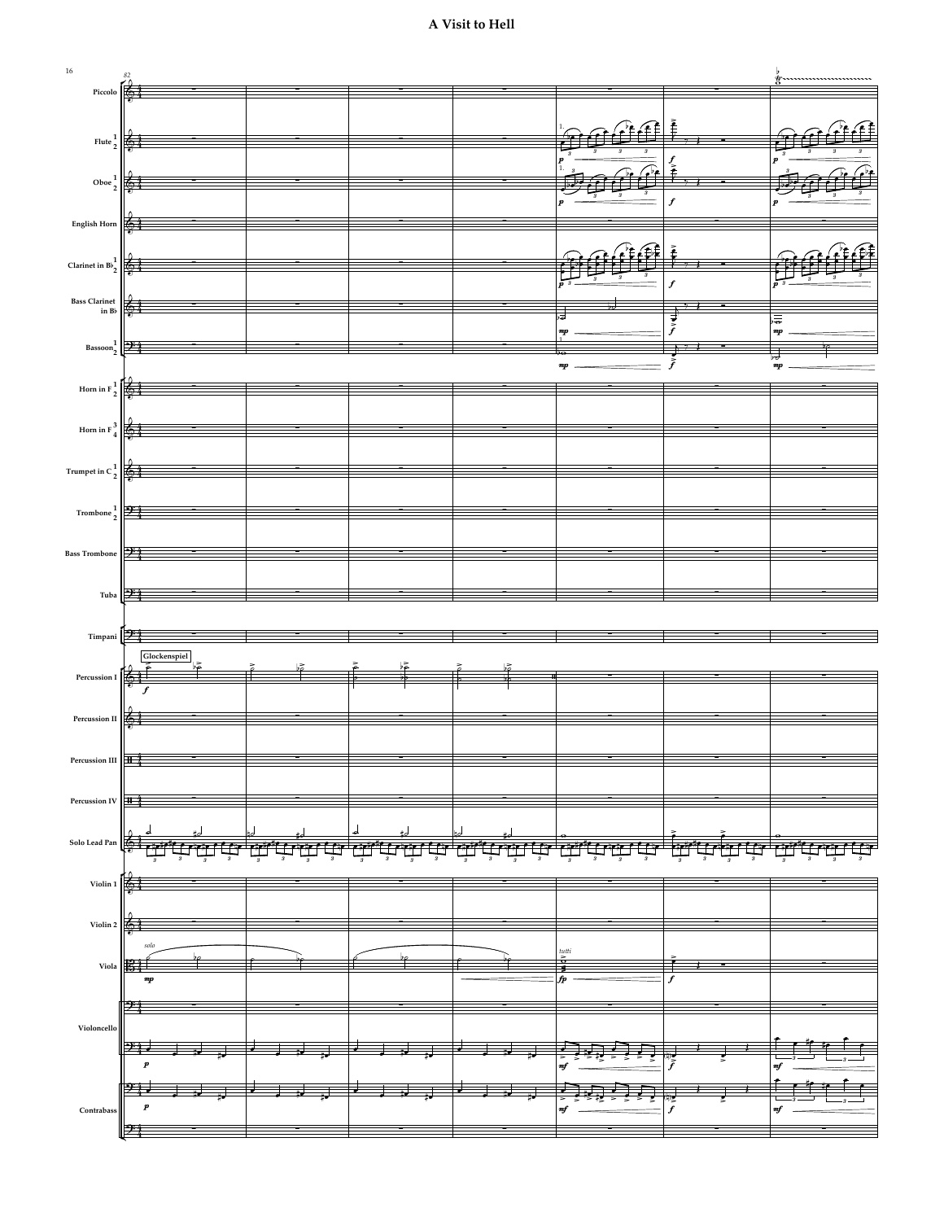# A Visit to Hell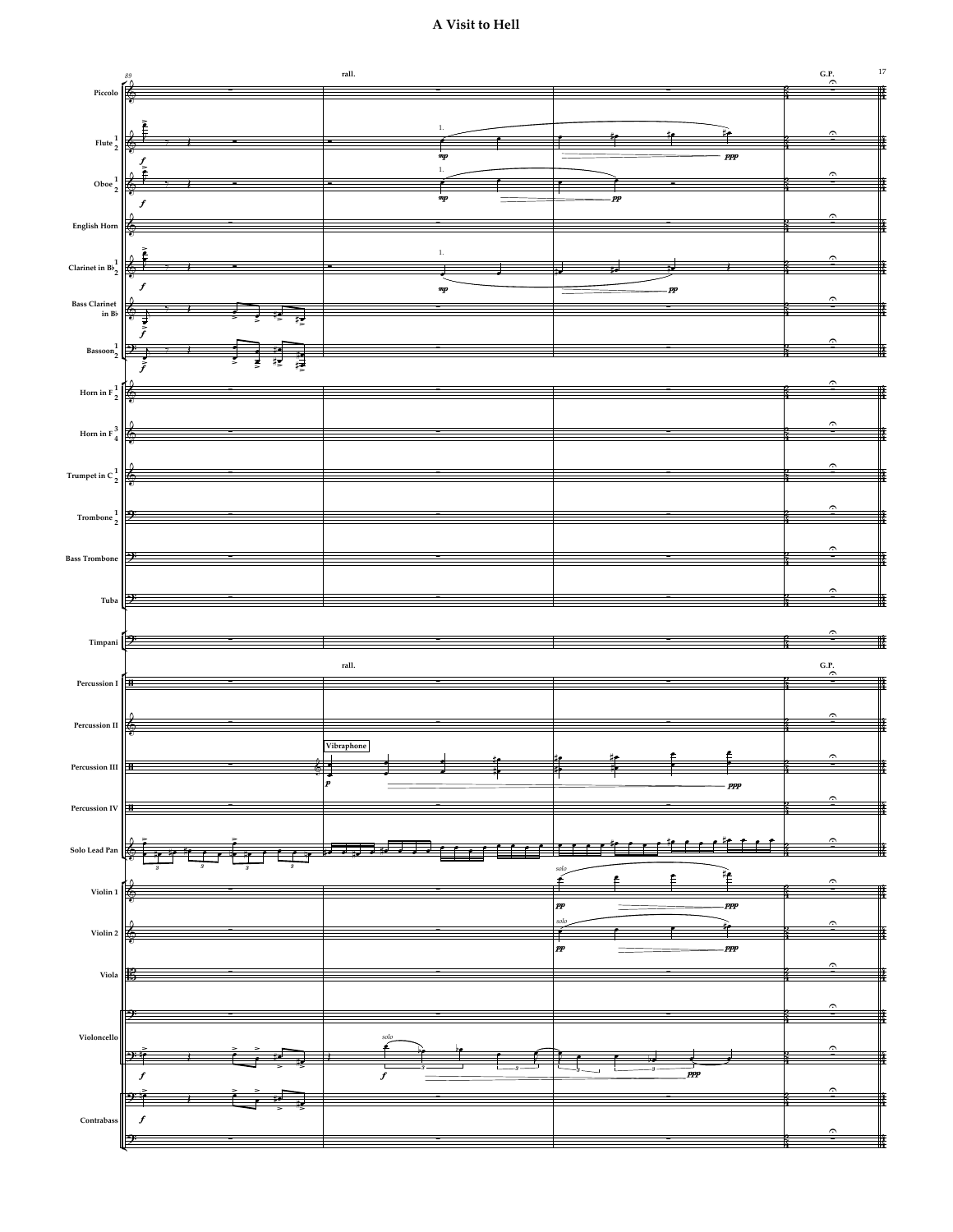# A Visit to Hell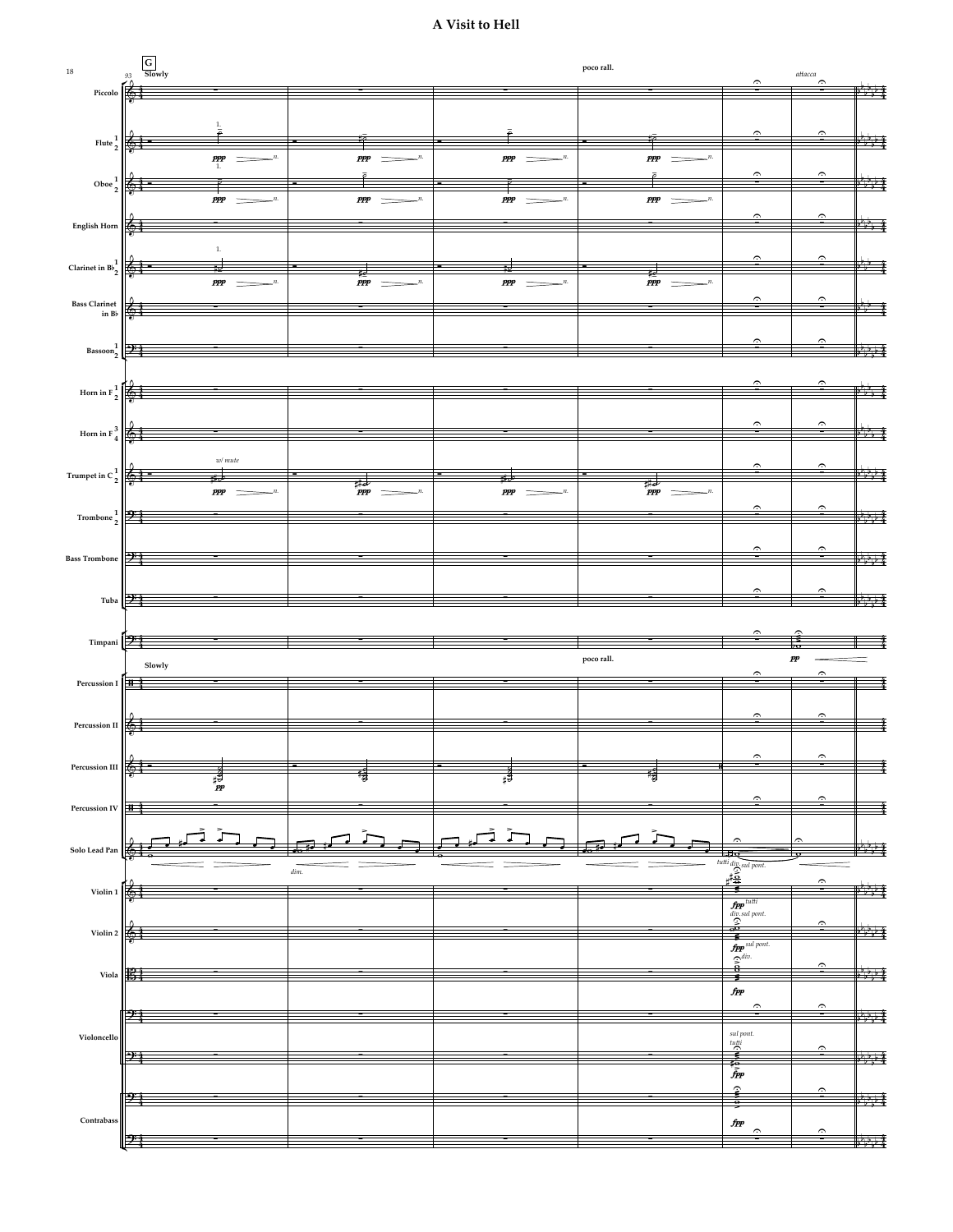# A Visit to Hell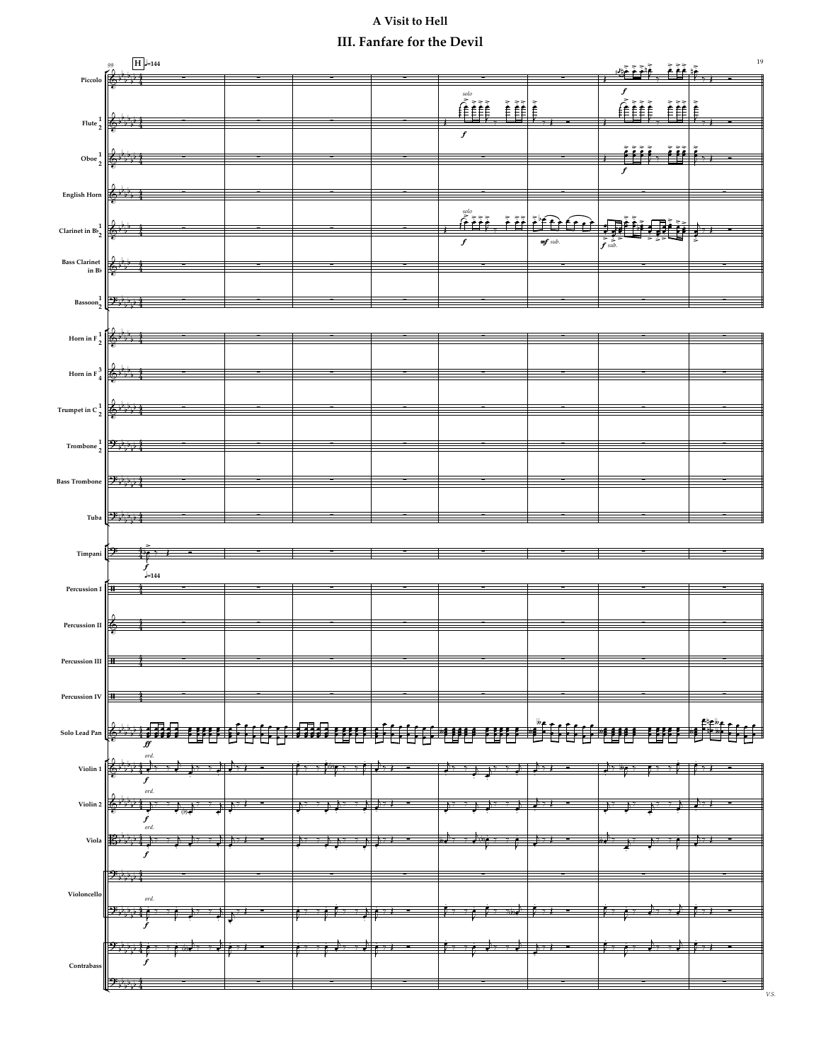# A Visit to Hell

## III. Fanfare for the Devil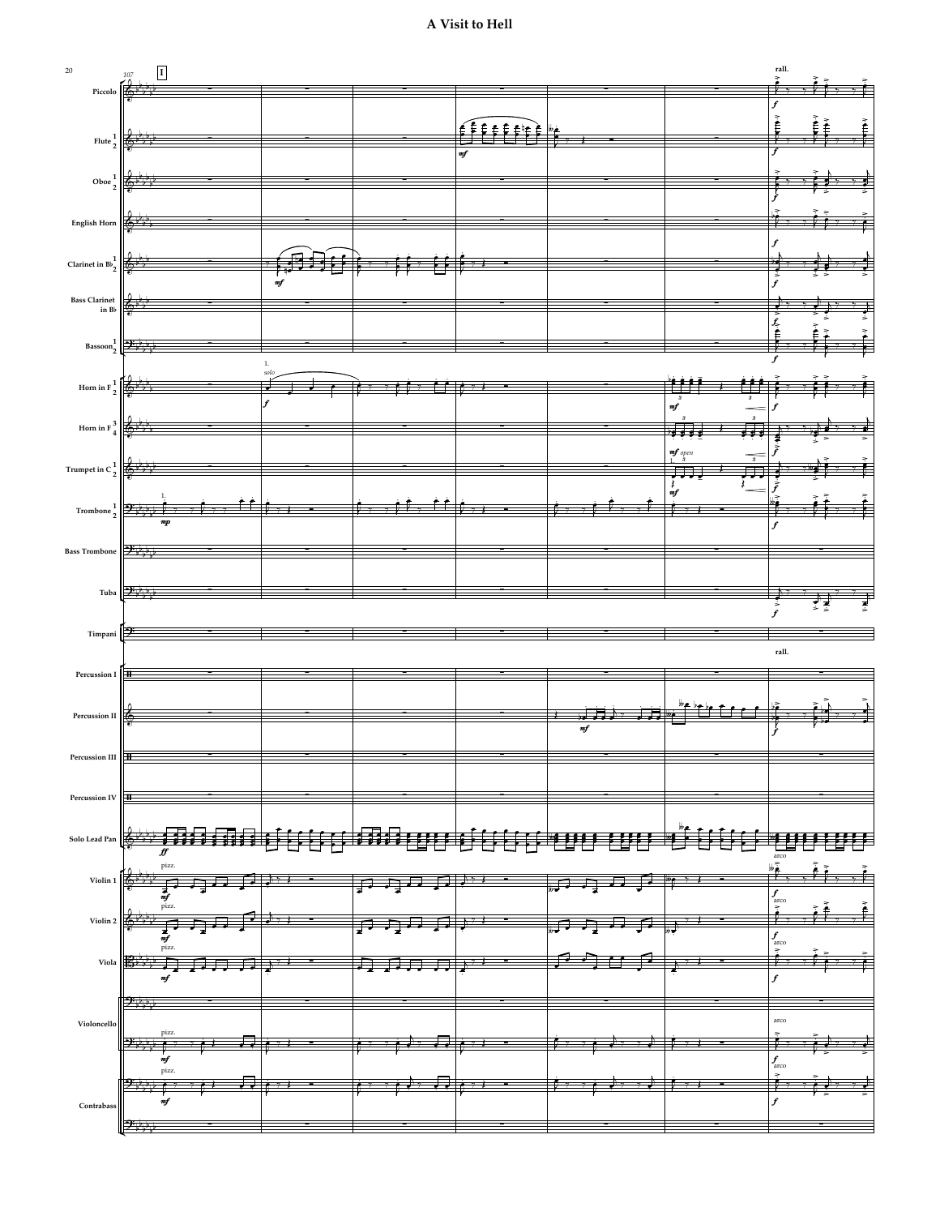# A Visit to Hell

107 **I**

rall.

Piccolo

Flute 1 2

Oboe 1 2

English Horn

Clarinet in B♭ 1 2

Bass Clarinet in B♭

Bassoon 1 2

Horn in F 1 2 — 1. solo

Horn in F 3 4

Trumpet in C 1 2 — open

Trombone 1 2 — 1.

Bass Trombone

Tuba

Timpani

rall.

Percussion I

Percussion II

Percussion III

Percussion IV

Solo Lead Pan

Violin 1 — pizz. … arco

Violin 2 — pizz. … arco

Viola — pizz. … arco

Violoncello — pizz. … arco

Contrabass — pizz. … arco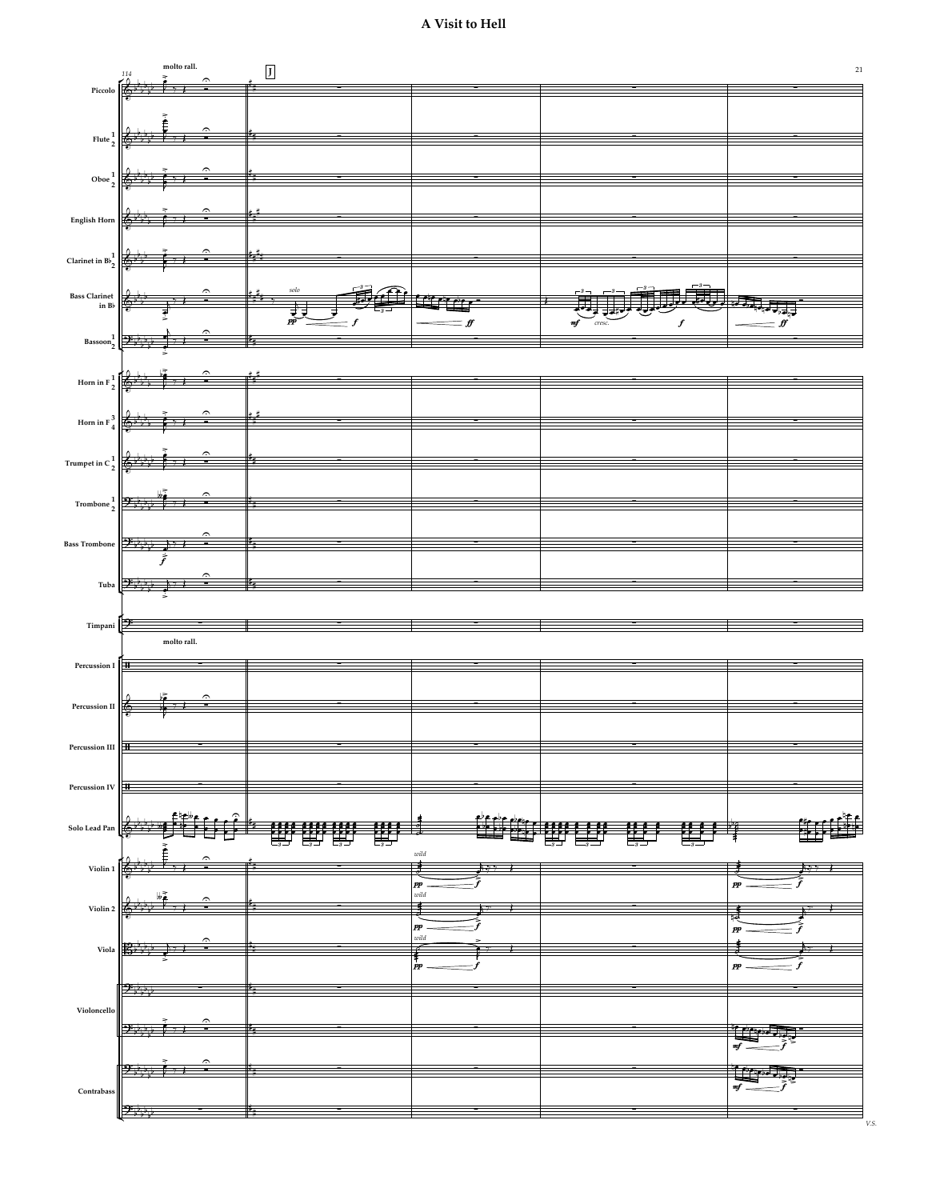# A Visit to Hell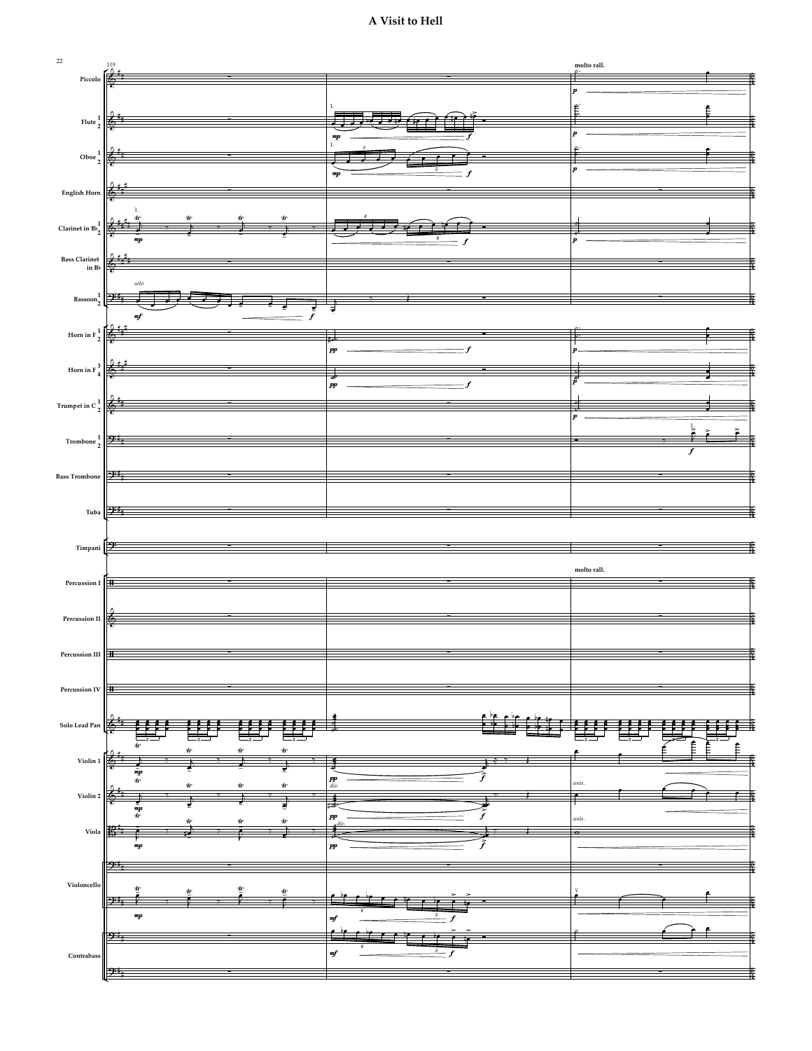# A Visit to Hell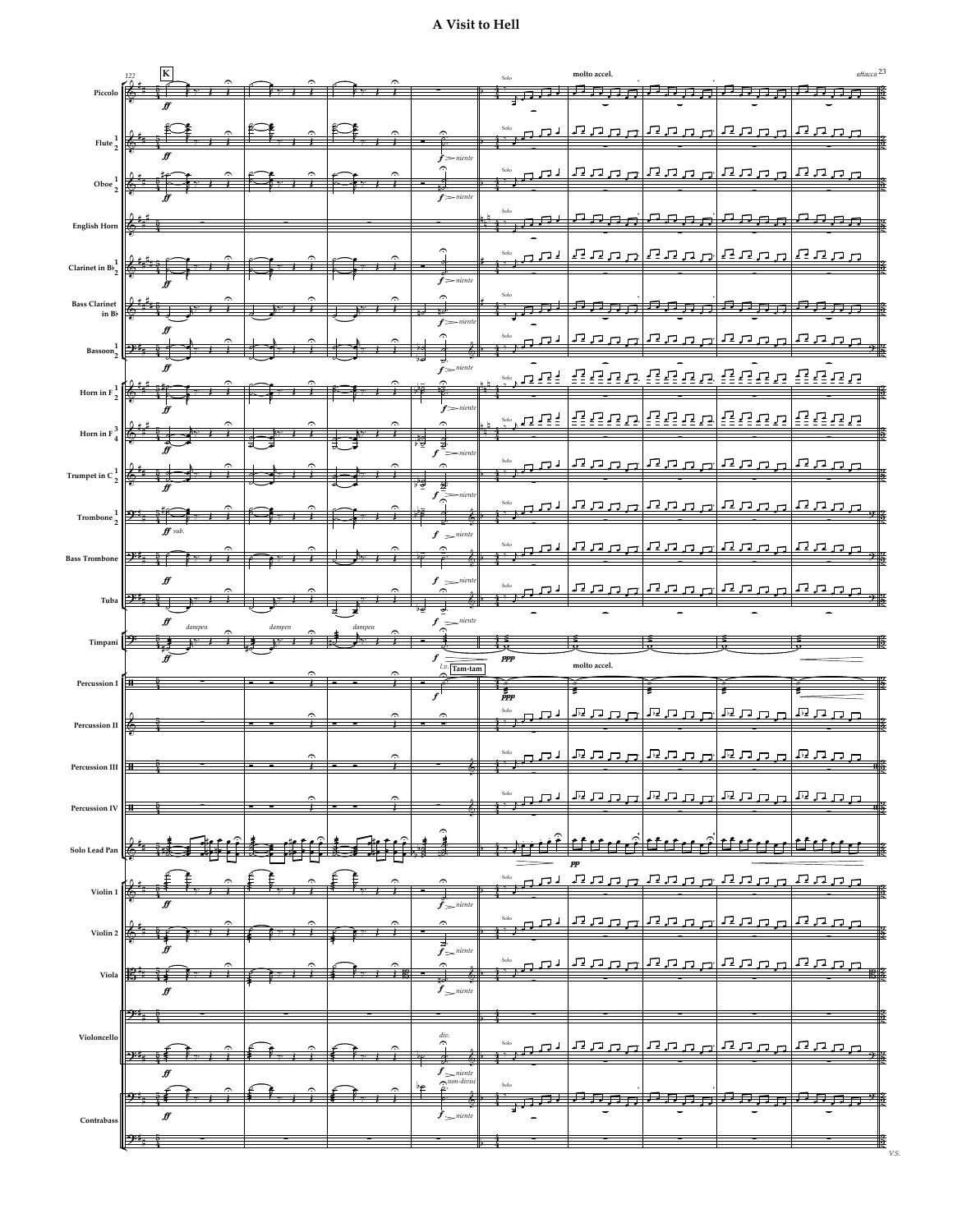# A Visit to Hell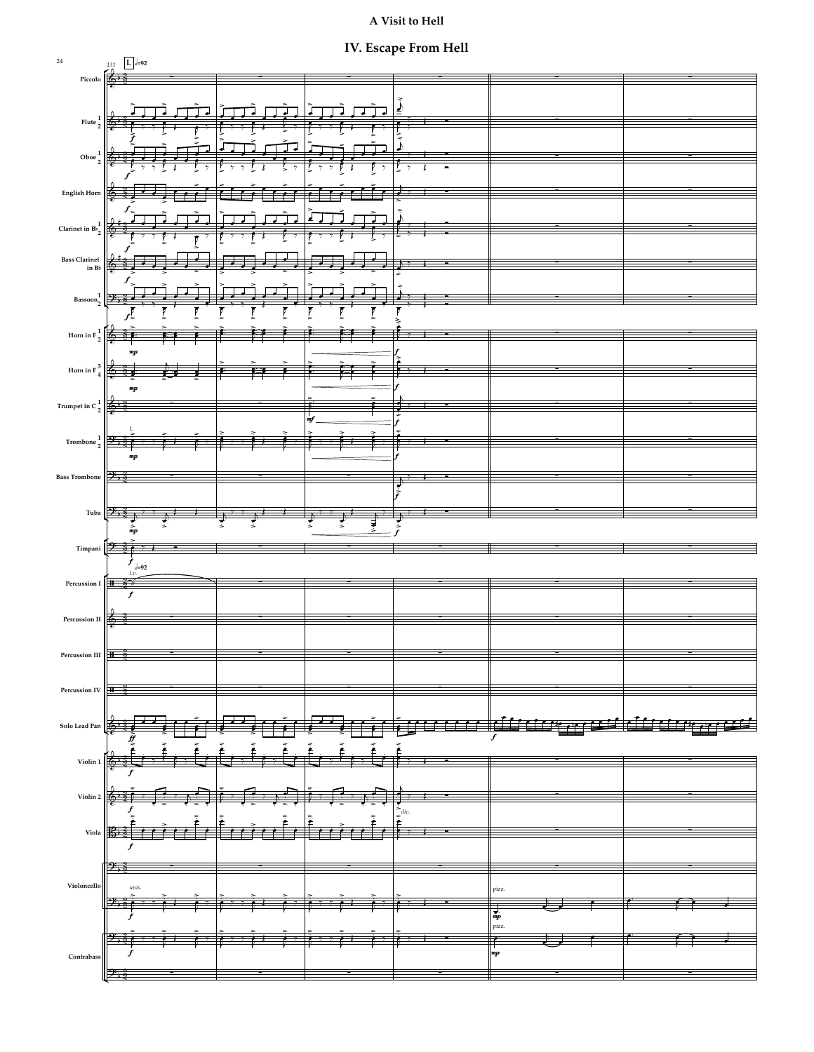# A Visit to Hell

## IV. Escape From Hell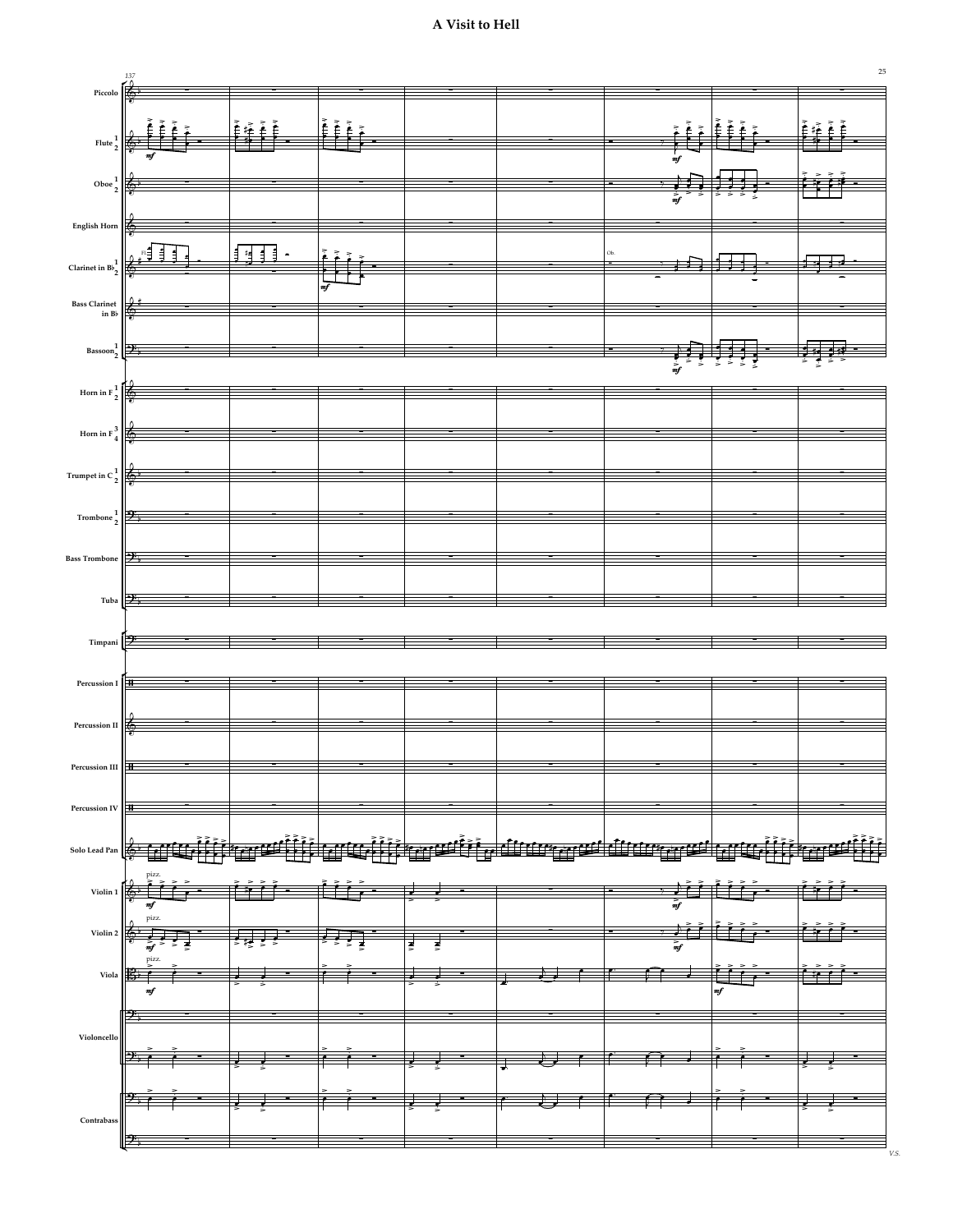# A Visit to Hell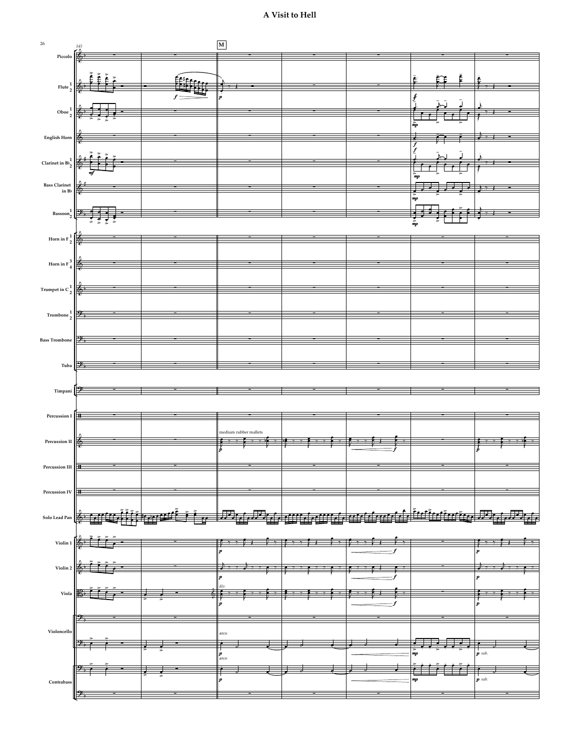# A Visit to Hell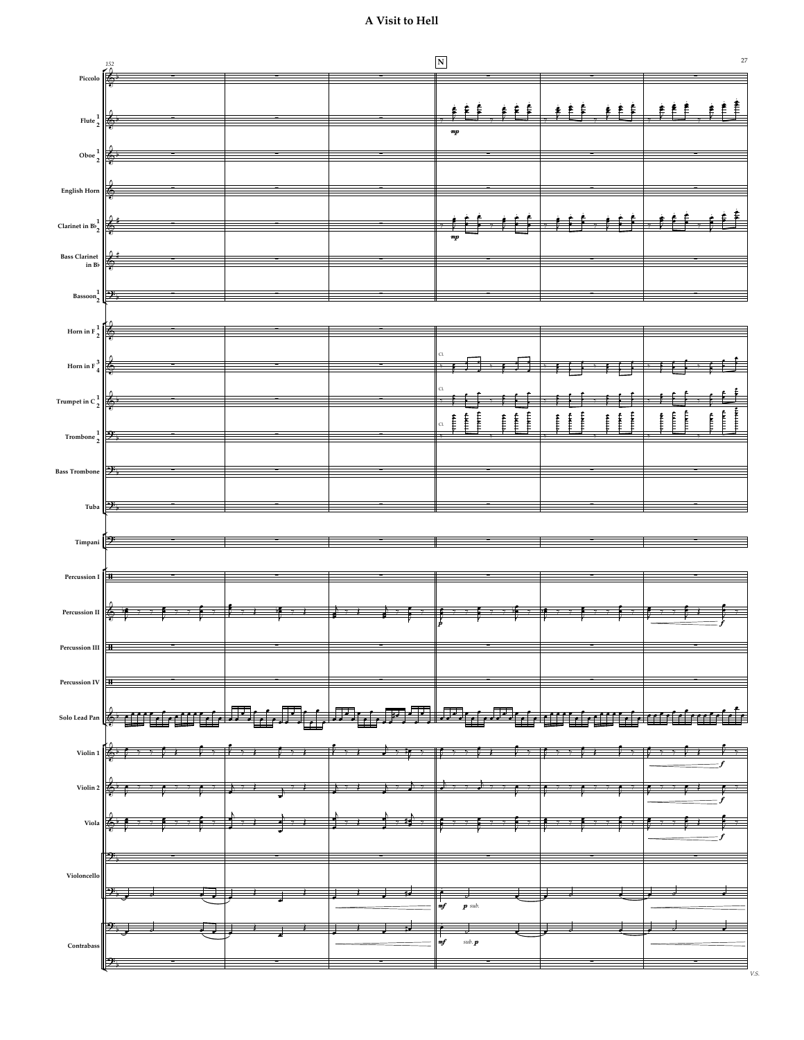# A Visit to Hell

152

N

Piccolo

Flute 1 2

*mp*

Oboe 1 2

English Horn

Clarinet in B♭ 1 2

*mp*

Bass Clarinet in B♭

Bassoon 1 2

Horn in F 1 2

Horn in F 3 4

Cl.

Trumpet in C 1 2

Cl.

Trombone 1 2

Cl.

Bass Trombone

Tuba

Timpani

Percussion I

Percussion II

*p* *f*

Percussion III

Percussion IV

Solo Lead Pan

Violin 1

*f*

Violin 2

*f*

Viola

*f*

Violoncello

*mf* *p sub.*

Contrabass

*mf* *sub. p*

V.S.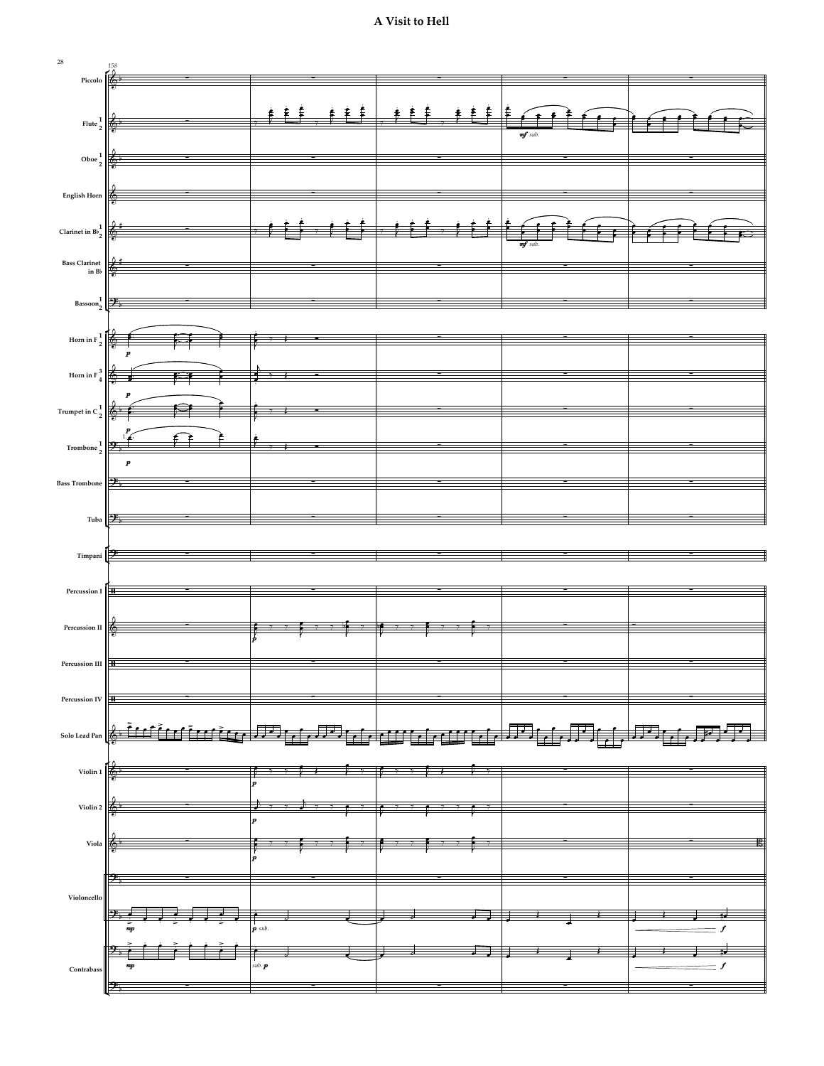# A Visit to Hell

158

Piccolo

Flute 1 2

*mf sub.*

Oboe 1 2

English Horn

Clarinet in B♭ 1 2

*mf sub.*

Bass Clarinet in B♭

Bassoon 1 2

Horn in F 1 2

*p*

Horn in F 3 4

*p*

Trumpet in C 1 2

*p*

Trombone 1 2

*p*

Bass Trombone

Tuba

Timpani

Percussion I

Percussion II

*p*

Percussion III

Percussion IV

Solo Lead Pan

Violin 1

*p*

Violin 2

*p*

Viola

*p*

Violoncello

*mp*

*p sub.*

*f*

Contrabass

*mp*

*sub. p*

*f*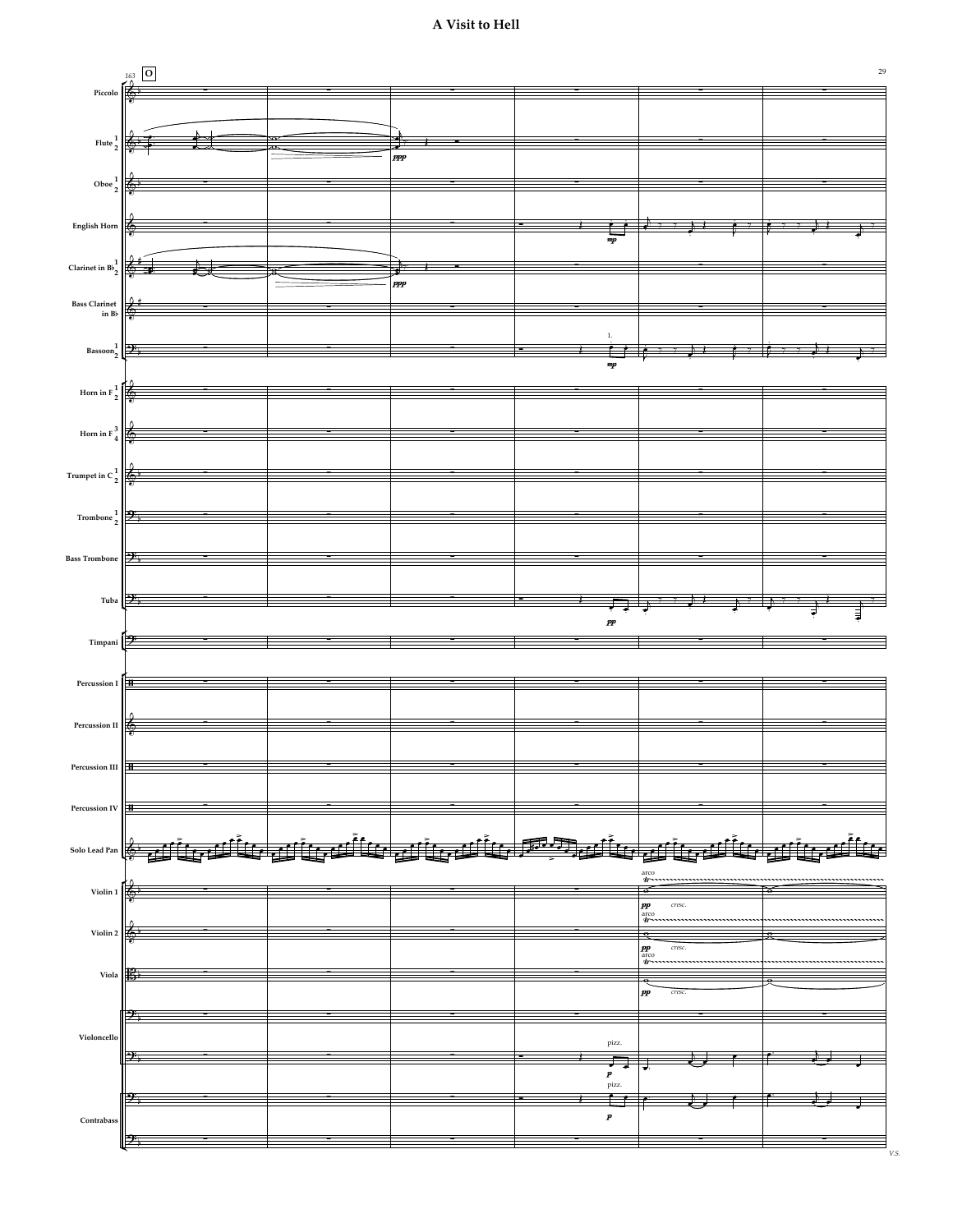# A Visit to Hell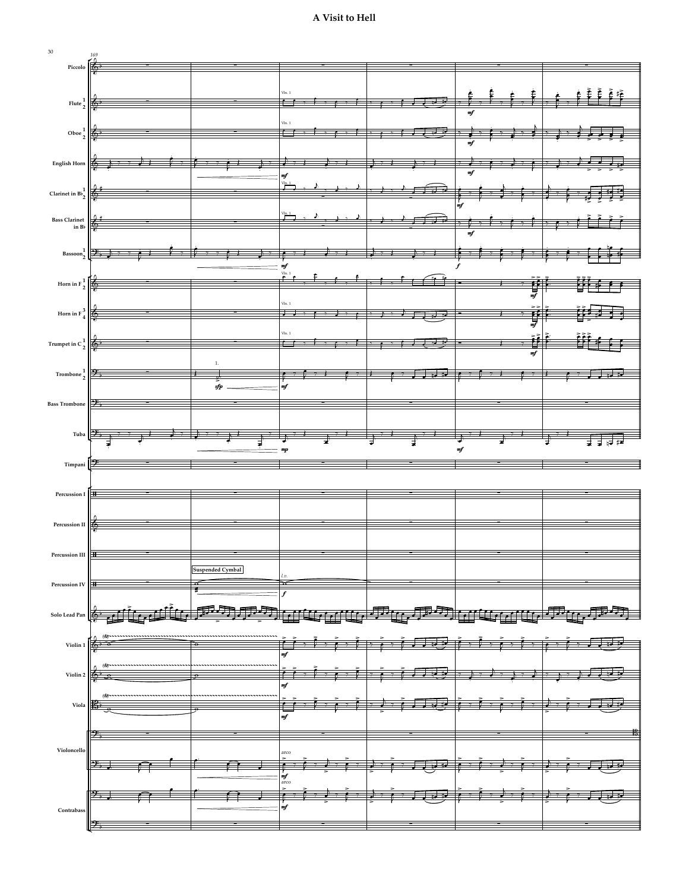# A Visit to Hell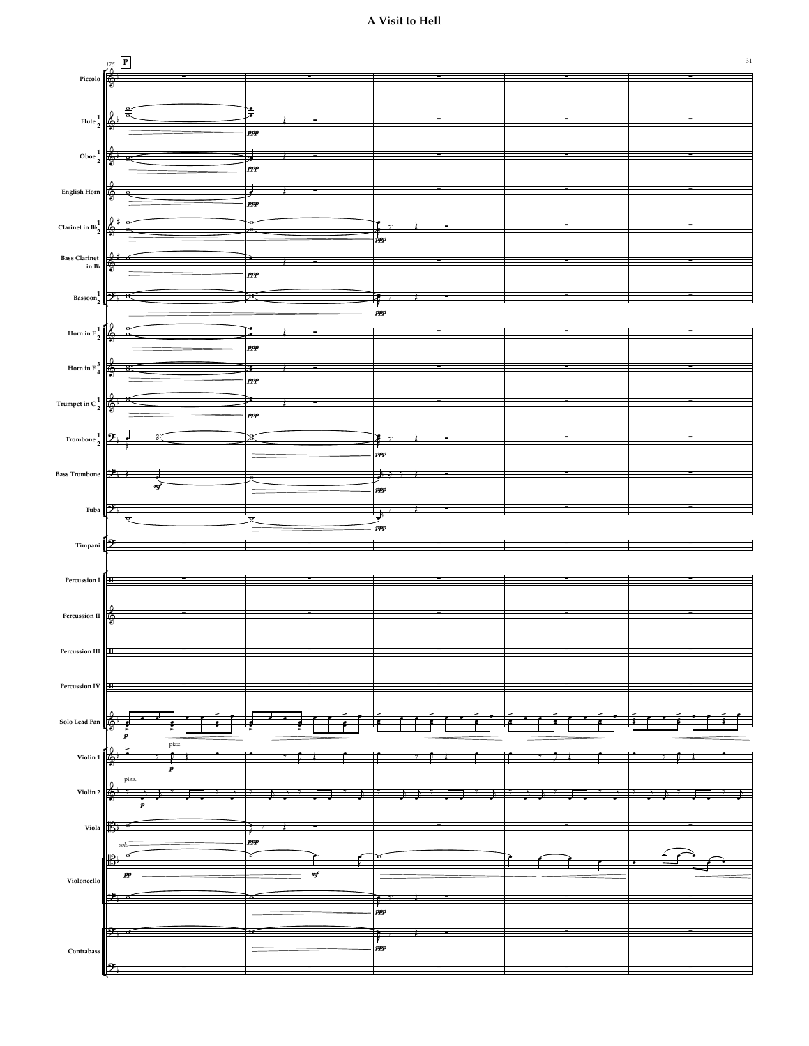# A Visit to Hell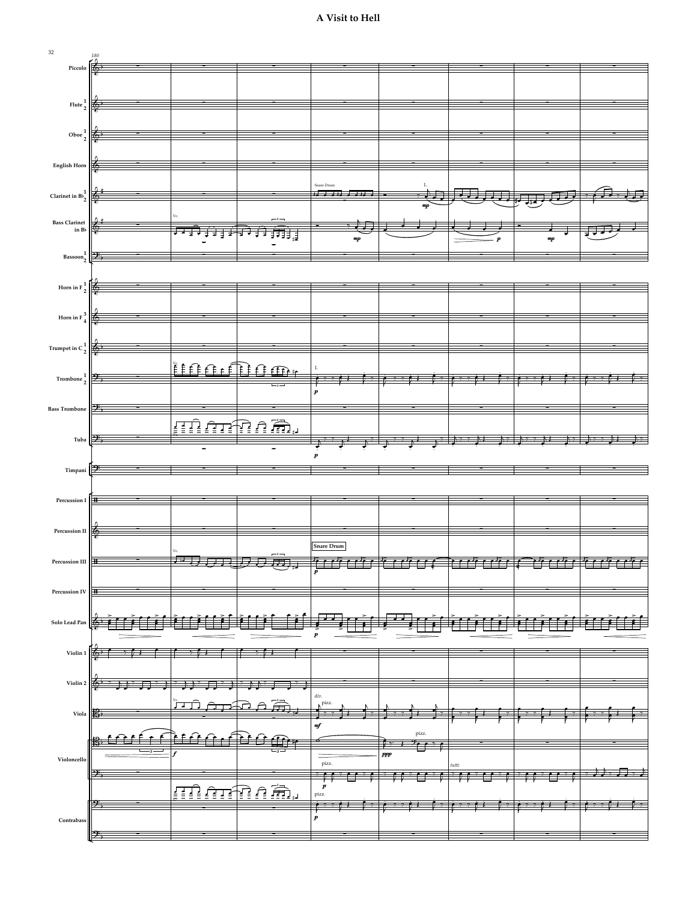# A Visit to Hell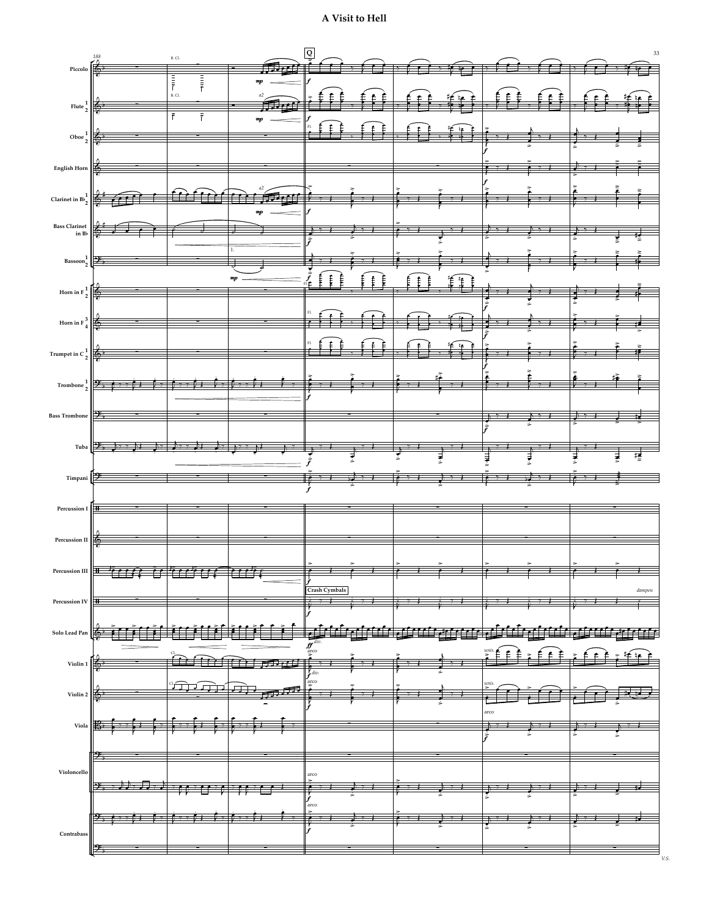# A Visit to Hell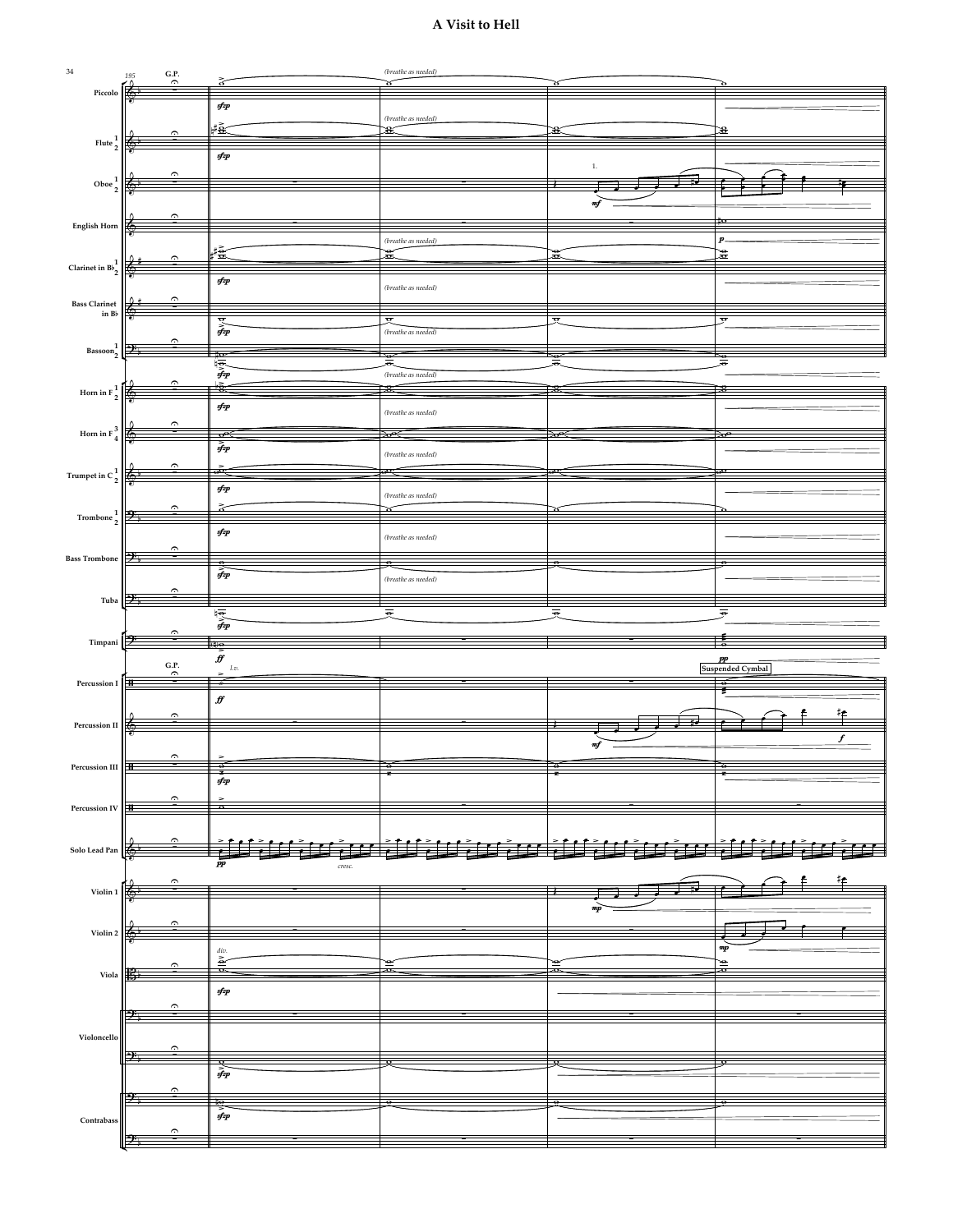# A Visit to Hell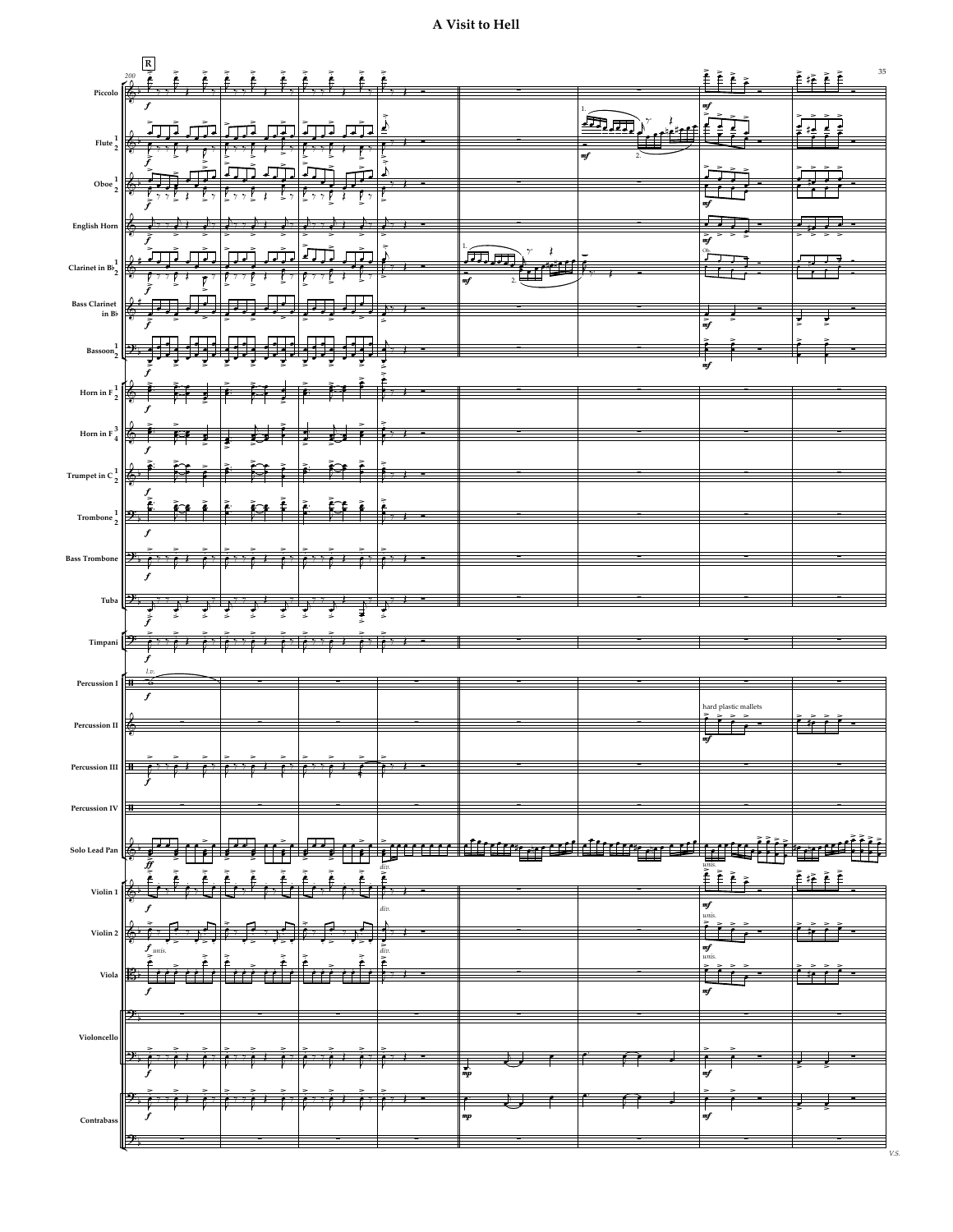# A Visit to Hell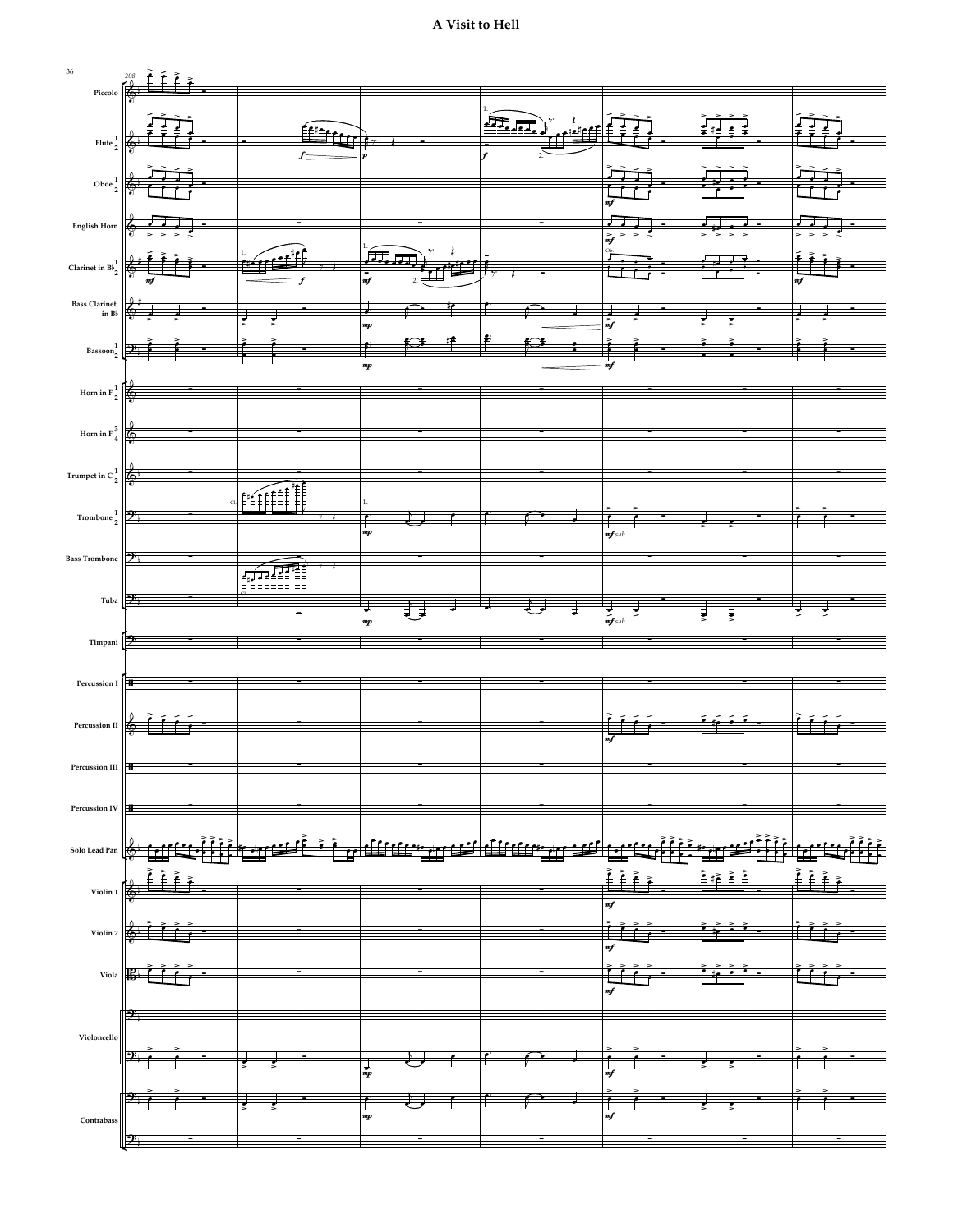# A Visit to Hell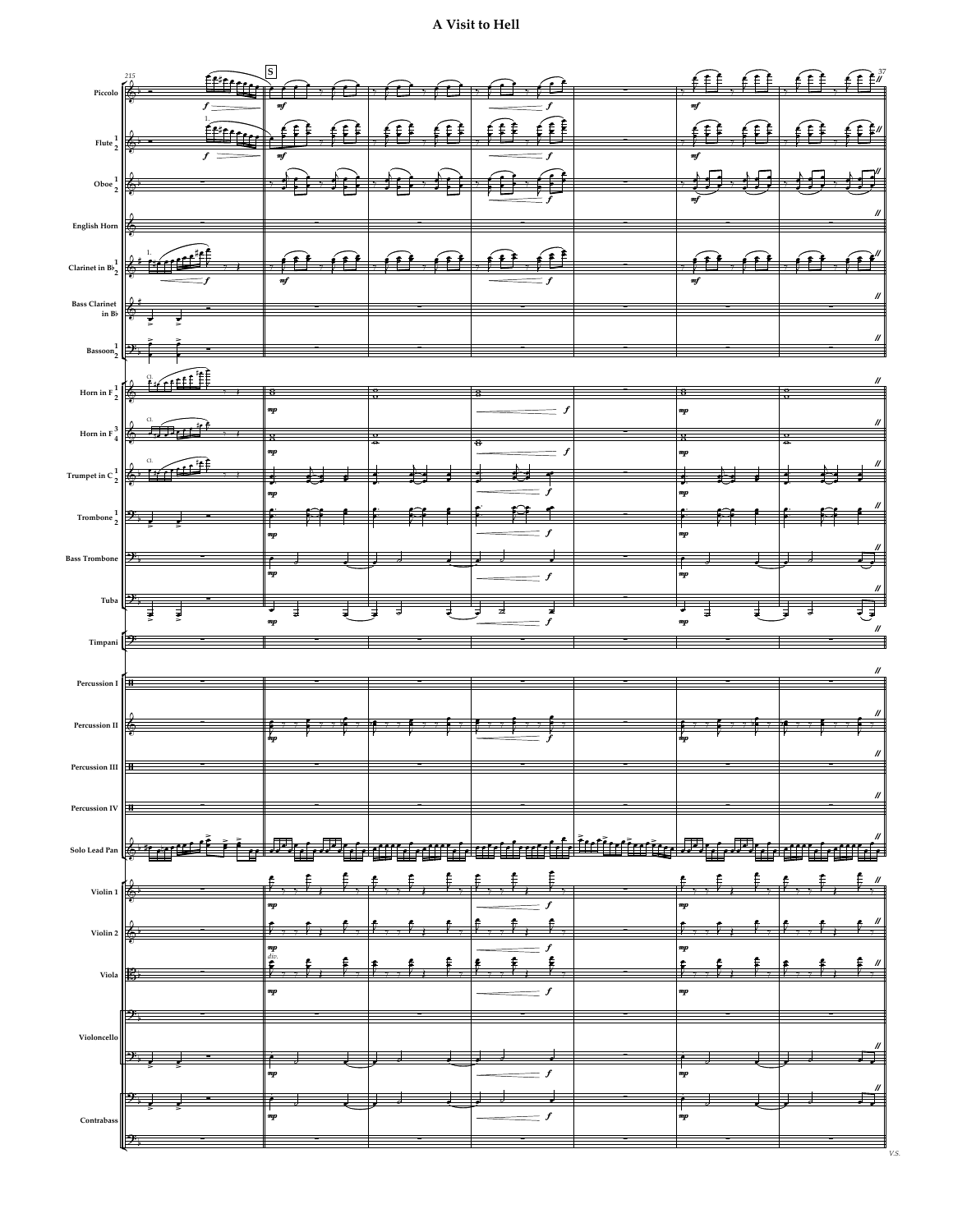# A Visit to Hell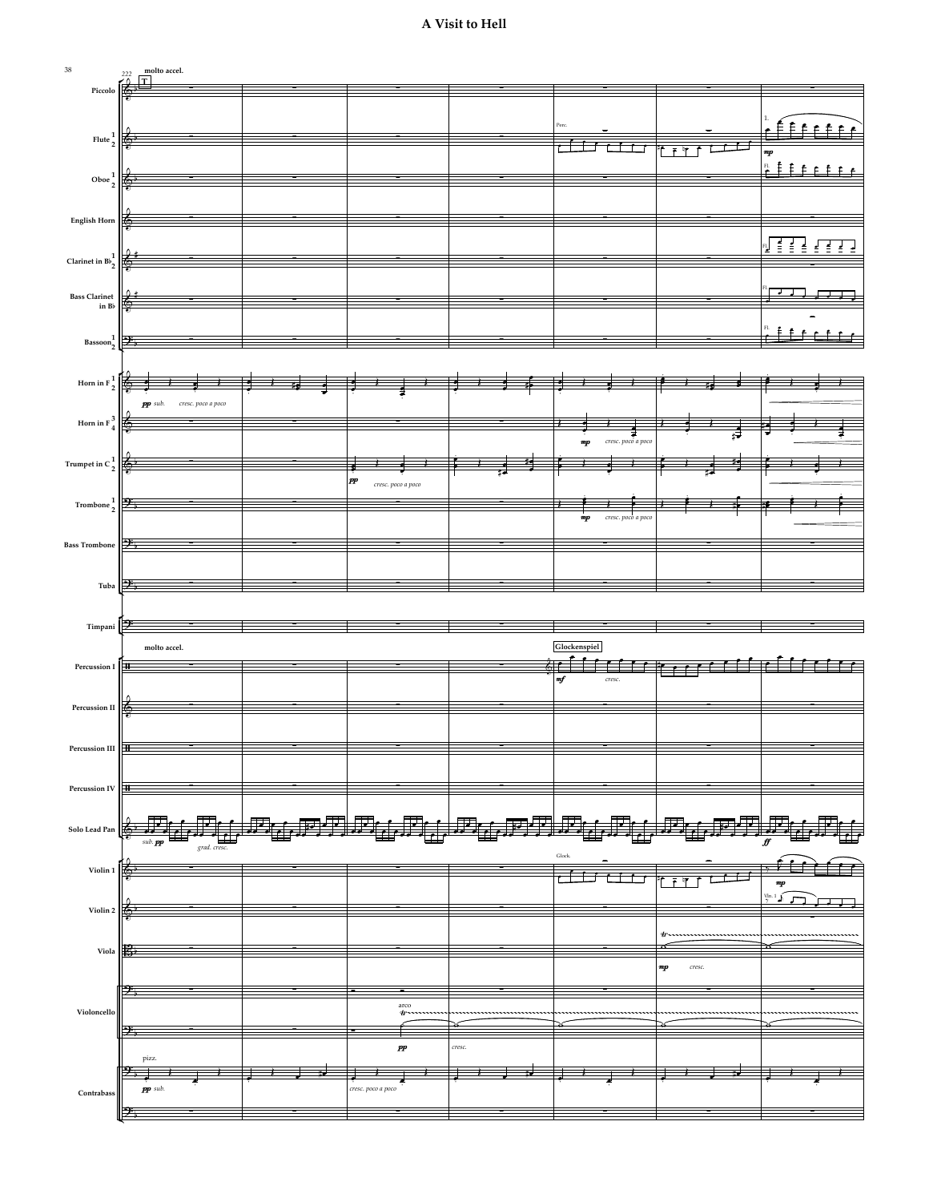# A Visit to Hell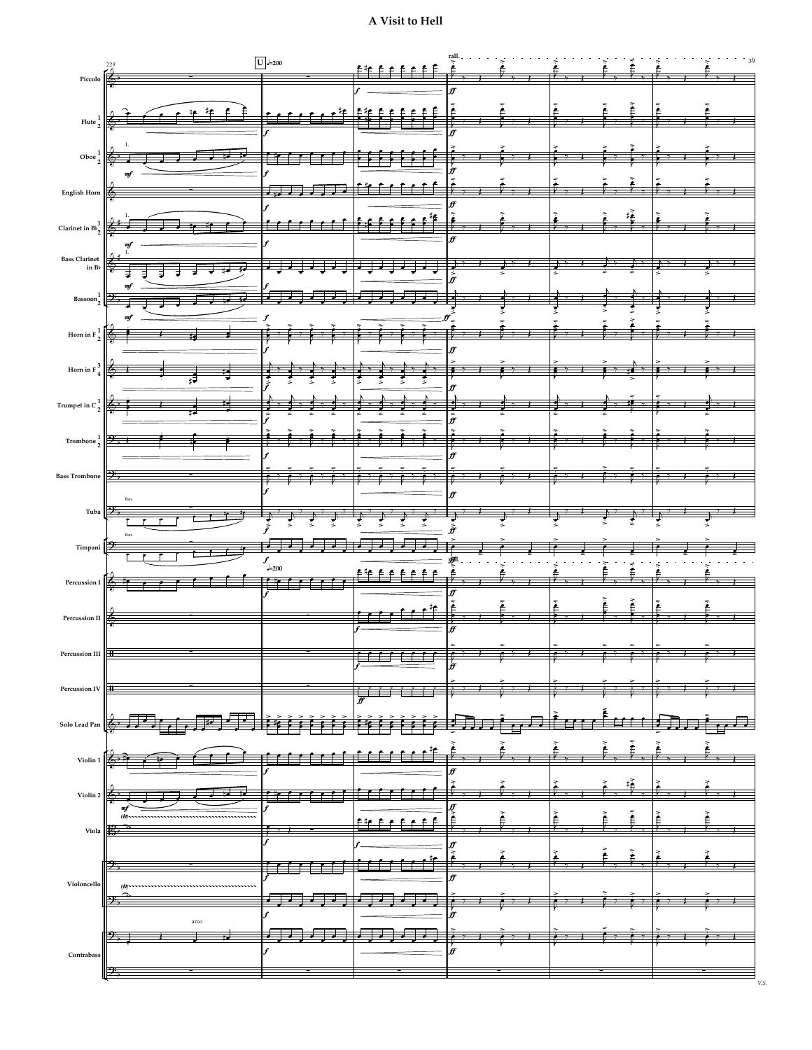# A Visit to Hell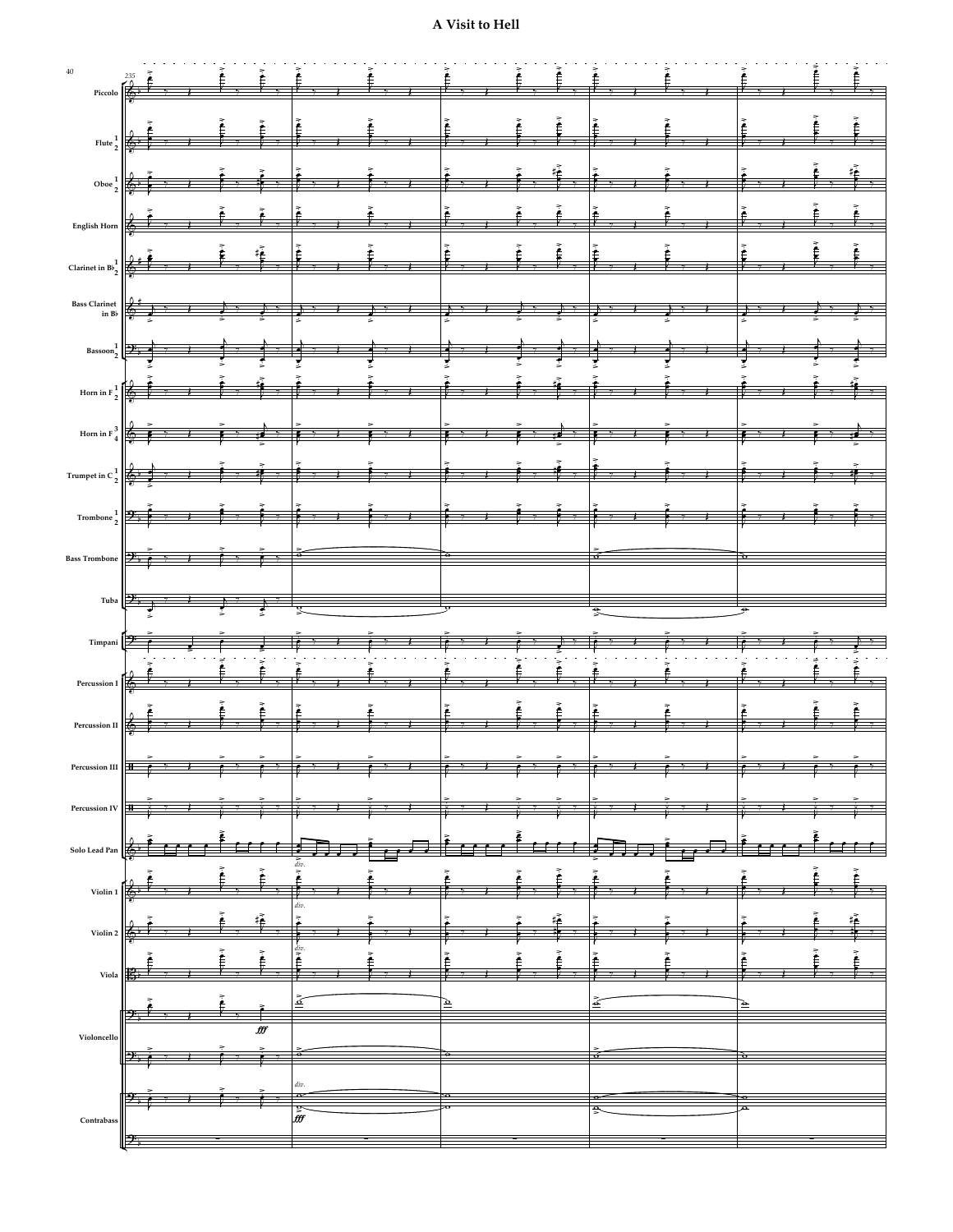# A Visit to Hell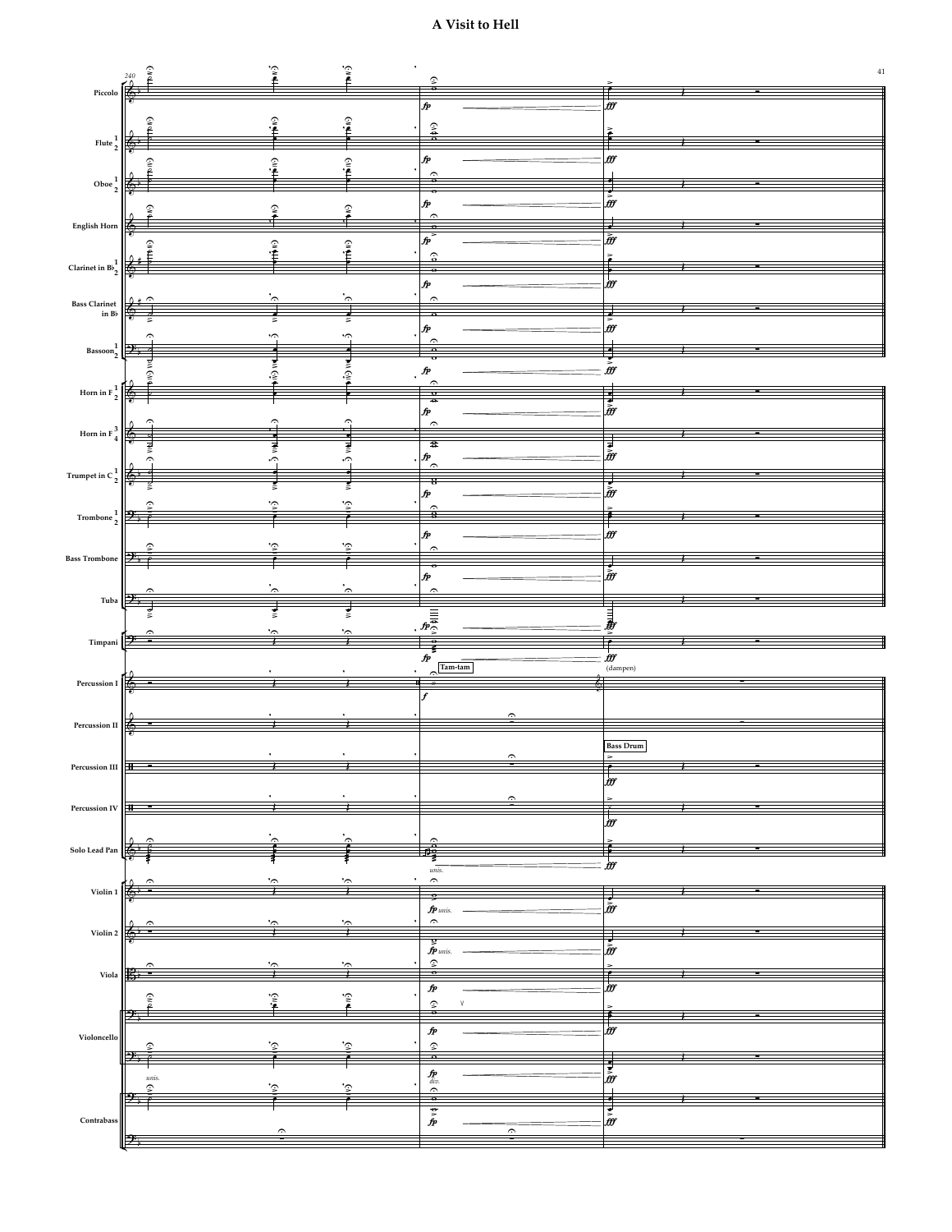# A Visit to Hell

240

Piccolo

Flute 1 2

Oboe 1 2

English Horn

Clarinet in B♭ 1 2

Bass Clarinet in B♭

Bassoon 1 2

Horn in F 1 2

Horn in F 3 4

Trumpet in C 1 2

Trombone 1 2

Bass Trombone

Tuba

Timpani

Percussion I

Tam-tam

(dampen)

Percussion II

Percussion III

Bass Drum

Percussion IV

Solo Lead Pan

unis.

Violin 1

*fp* unis.

Violin 2

*fp* unis.

Viola

Violoncello

Contrabass

unis.

div.

*fp* *fff* *f*